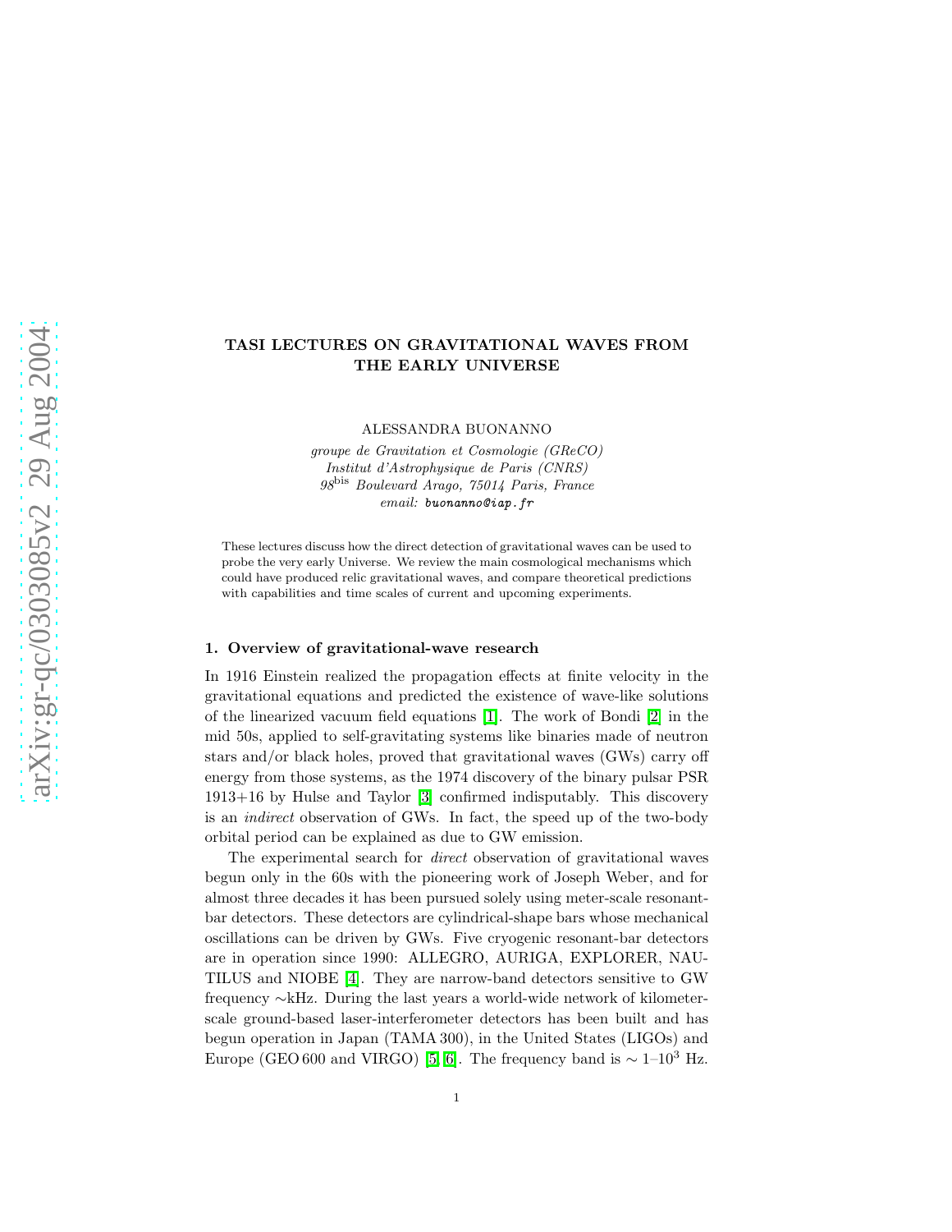# TASI LECTURES ON GRAVITATIONAL WAVES FROM THE EARLY UNIVERSE

ALESSANDRA BUONANNO

*groupe de Gravitation et Cosmologie (GReCO)*
*Institut d'Astrophysique de Paris (CNRS)*
*98$^{\rm bis}$ Boulevard Arago, 75014 Paris, France*
*email:* `buonanno@iap.fr`

These lectures discuss how the direct detection of gravitational waves can be used to probe the very early Universe. We review the main cosmological mechanisms which could have produced relic gravitational waves, and compare theoretical predictions with capabilities and time scales of current and upcoming experiments.

## 1. Overview of gravitational-wave research

In 1916 Einstein realized the propagation effects at finite velocity in the gravitational equations and predicted the existence of wave-like solutions of the linearized vacuum field equations [1]. The work of Bondi [2] in the mid 50s, applied to self-gravitating systems like binaries made of neutron stars and/or black holes, proved that gravitational waves (GWs) carry off energy from those systems, as the 1974 discovery of the binary pulsar PSR 1913+16 by Hulse and Taylor [3] confirmed indisputably. This discovery is an *indirect* observation of GWs. In fact, the speed up of the two-body orbital period can be explained as due to GW emission.

The experimental search for *direct* observation of gravitational waves begun only in the 60s with the pioneering work of Joseph Weber, and for almost three decades it has been pursued solely using meter-scale resonant-bar detectors. These detectors are cylindrical-shape bars whose mechanical oscillations can be driven by GWs. Five cryogenic resonant-bar detectors are in operation since 1990: ALLEGRO, AURIGA, EXPLORER, NAUTILUS and NIOBE [4]. They are narrow-band detectors sensitive to GW frequency ∼kHz. During the last years a world-wide network of kilometer-scale ground-based laser-interferometer detectors has been built and has begun operation in Japan (TAMA 300), in the United States (LIGOs) and Europe (GEO 600 and VIRGO) [5, 6]. The frequency band is $\sim 1$–$10^3$ Hz.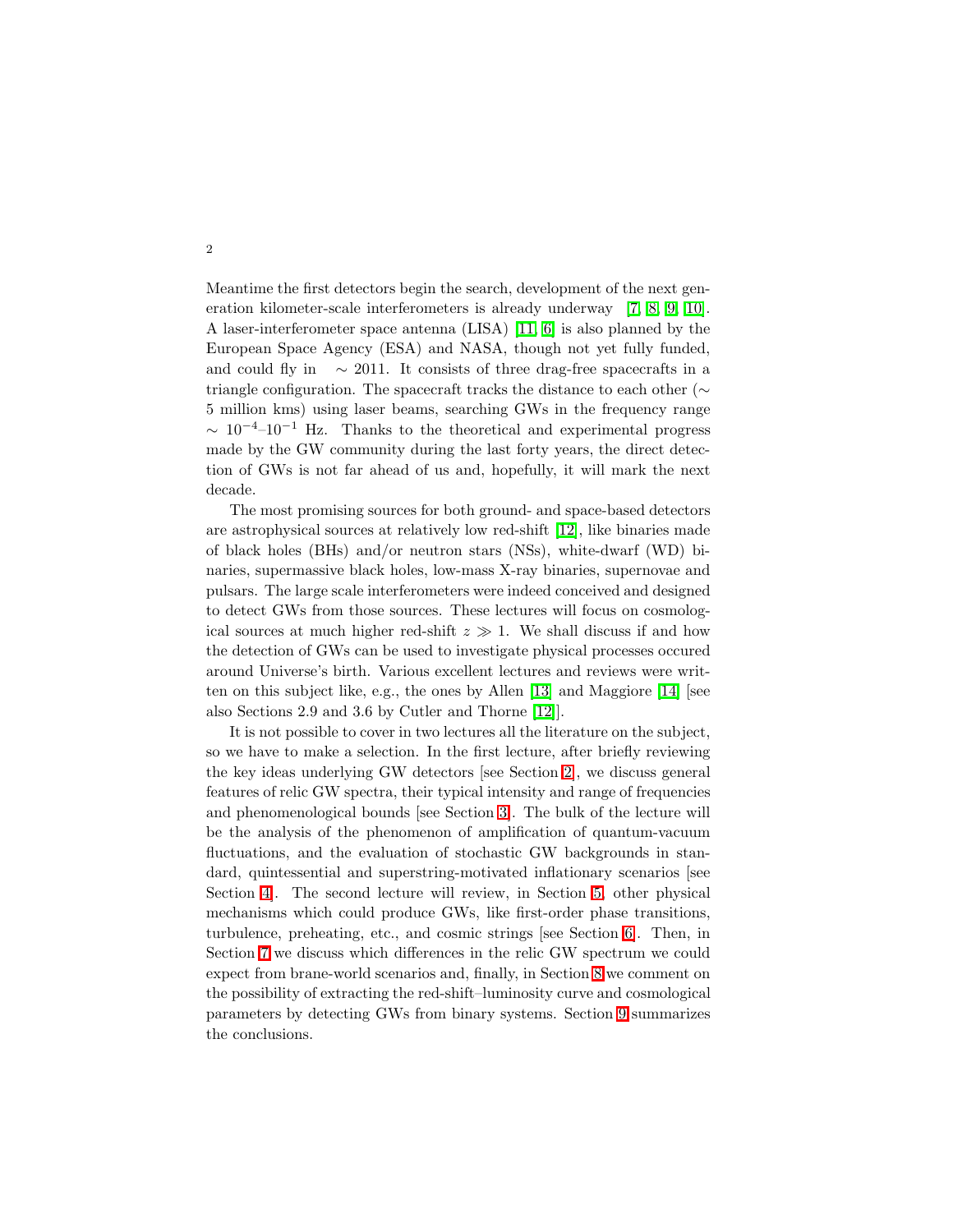Meantime the first detectors begin the search, development of the next generation kilometer-scale interferometers is already underway [7, 8, 9, 10]. A laser-interferometer space antenna (LISA) [11, 6] is also planned by the European Space Agency (ESA) and NASA, though not yet fully funded, and could fly in $\sim 2011$. It consists of three drag-free spacecrafts in a triangle configuration. The spacecraft tracks the distance to each other ($\sim$ 5 million kms) using laser beams, searching GWs in the frequency range $\sim 10^{-4}$–$10^{-1}$ Hz. Thanks to the theoretical and experimental progress made by the GW community during the last forty years, the direct detection of GWs is not far ahead of us and, hopefully, it will mark the next decade.

The most promising sources for both ground- and space-based detectors are astrophysical sources at relatively low red-shift [12], like binaries made of black holes (BHs) and/or neutron stars (NSs), white-dwarf (WD) binaries, supermassive black holes, low-mass X-ray binaries, supernovae and pulsars. The large scale interferometers were indeed conceived and designed to detect GWs from those sources. These lectures will focus on cosmological sources at much higher red-shift $z \gg 1$. We shall discuss if and how the detection of GWs can be used to investigate physical processes occured around Universe's birth. Various excellent lectures and reviews were written on this subject like, e.g., the ones by Allen [13] and Maggiore [14] [see also Sections 2.9 and 3.6 by Cutler and Thorne [12]].

It is not possible to cover in two lectures all the literature on the subject, so we have to make a selection. In the first lecture, after briefly reviewing the key ideas underlying GW detectors [see Section 2], we discuss general features of relic GW spectra, their typical intensity and range of frequencies and phenomenological bounds [see Section 3]. The bulk of the lecture will be the analysis of the phenomenon of amplification of quantum-vacuum fluctuations, and the evaluation of stochastic GW backgrounds in standard, quintessential and superstring-motivated inflationary scenarios [see Section 4]. The second lecture will review, in Section 5, other physical mechanisms which could produce GWs, like first-order phase transitions, turbulence, preheating, etc., and cosmic strings [see Section 6]. Then, in Section 7 we discuss which differences in the relic GW spectrum we could expect from brane-world scenarios and, finally, in Section 8 we comment on the possibility of extracting the red-shift–luminosity curve and cosmological parameters by detecting GWs from binary systems. Section 9 summarizes the conclusions.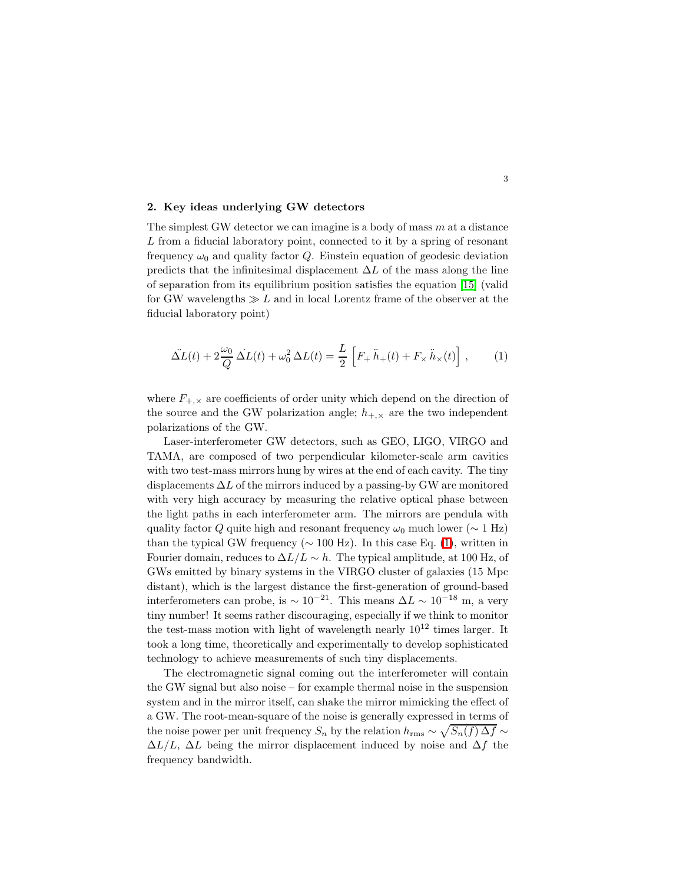## 2. Key ideas underlying GW detectors

The simplest GW detector we can imagine is a body of mass $m$ at a distance $L$ from a fiducial laboratory point, connected to it by a spring of resonant frequency $\omega_0$ and quality factor $Q$. Einstein equation of geodesic deviation predicts that the infinitesimal displacement $\Delta L$ of the mass along the line of separation from its equilibrium position satisfies the equation [15] (valid for GW wavelengths $\gg L$ and in local Lorentz frame of the observer at the fiducial laboratory point)

$$\ddot{\Delta L}(t) + 2\frac{\omega_0}{Q}\,\dot{\Delta L}(t) + \omega_0^2\,\Delta L(t) = \frac{L}{2}\,\left[F_+\,\ddot{h}_+(t) + F_\times\,\ddot{h}_\times(t)\right]\,, \tag{1}$$

where $F_{+,\times}$ are coefficients of order unity which depend on the direction of the source and the GW polarization angle; $h_{+,\times}$ are the two independent polarizations of the GW.

Laser-interferometer GW detectors, such as GEO, LIGO, VIRGO and TAMA, are composed of two perpendicular kilometer-scale arm cavities with two test-mass mirrors hung by wires at the end of each cavity. The tiny displacements $\Delta L$ of the mirrors induced by a passing-by GW are monitored with very high accuracy by measuring the relative optical phase between the light paths in each interferometer arm. The mirrors are pendula with quality factor $Q$ quite high and resonant frequency $\omega_0$ much lower ($\sim 1$ Hz) than the typical GW frequency ($\sim 100$ Hz). In this case Eq. (1), written in Fourier domain, reduces to $\Delta L/L \sim h$. The typical amplitude, at 100 Hz, of GWs emitted by binary systems in the VIRGO cluster of galaxies (15 Mpc distant), which is the largest distance the first-generation of ground-based interferometers can probe, is $\sim 10^{-21}$. This means $\Delta L \sim 10^{-18}$ m, a very tiny number! It seems rather discouraging, especially if we think to monitor the test-mass motion with light of wavelength nearly $10^{12}$ times larger. It took a long time, theoretically and experimentally to develop sophisticated technology to achieve measurements of such tiny displacements.

The electromagnetic signal coming out the interferometer will contain the GW signal but also noise – for example thermal noise in the suspension system and in the mirror itself, can shake the mirror mimicking the effect of a GW. The root-mean-square of the noise is generally expressed in terms of the noise power per unit frequency $S_n$ by the relation $h_{\rm rms} \sim \sqrt{S_n(f)\,\Delta f} \sim \Delta L/L$, $\Delta L$ being the mirror displacement induced by noise and $\Delta f$ the frequency bandwidth.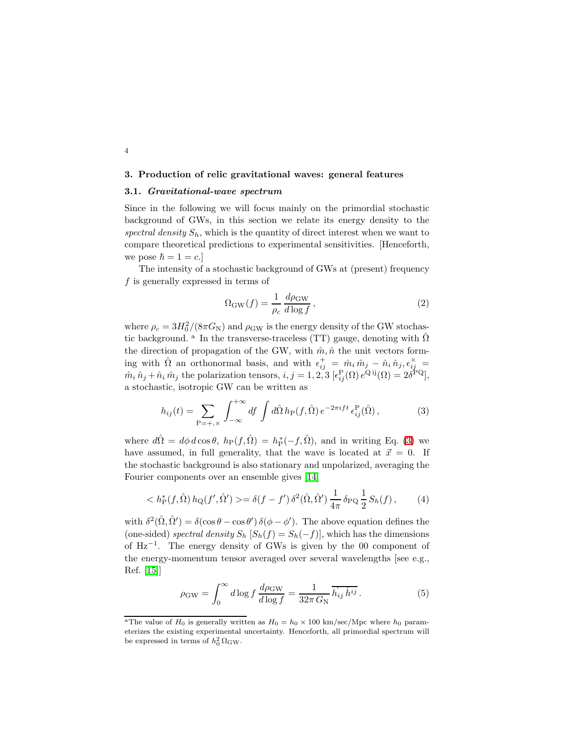## 3. Production of relic gravitational waves: general features

### 3.1. *Gravitational-wave spectrum*

Since in the following we will focus mainly on the primordial stochastic background of GWs, in this section we relate its energy density to the *spectral density* $S_h$, which is the quantity of direct interest when we want to compare theoretical predictions to experimental sensitivities. [Henceforth, we pose $\hbar = 1 = c$.]

The intensity of a stochastic background of GWs at (present) frequency $f$ is generally expressed in terms of

$$\Omega_{\rm GW}(f) = \frac{1}{\rho_c}\,\frac{d\rho_{\rm GW}}{d\log f}\,, \tag{2}$$

where $\rho_c = 3H_0^2/(8\pi G_{\rm N})$ and $\rho_{\rm GW}$ is the energy density of the GW stochastic background. [a] In the transverse-traceless (TT) gauge, denoting with $\hat\Omega$ the direction of propagation of the GW, with $\hat m, \hat n$ the unit vectors forming with $\hat\Omega$ an orthonormal basis, and with $\epsilon^+_{ij} = \hat m_i\,\hat m_j - \hat n_i\,\hat n_j, \epsilon^\times_{ij} = \hat m_i\,\hat n_j + \hat n_i\,\hat m_j$ the polarization tensors, $i,j = 1,2,3$ $[\epsilon^{\rm P}_{ij}(\Omega)\, e^{{\rm Q}\,{\rm ij}}(\Omega) = 2\delta^{\rm PQ}]$, a stochastic, isotropic GW can be written as

$$h_{ij}(t) = \sum_{{\rm P}=+,\times} \int_{-\infty}^{+\infty} df \int d\hat\Omega\, h_{\rm P}(f,\hat\Omega)\, e^{-2\pi i f t}\, \epsilon^{\rm P}_{ij}(\hat\Omega)\,, \tag{3}$$

where $d\hat\Omega = d\phi\, d\cos\theta,\ h_{\rm P}(f,\hat\Omega) = h^*_{\rm P}(-f,\hat\Omega)$, and in writing Eq. (3) we have assumed, in full generality, that the wave is located at $\vec x = 0$. If the stochastic background is also stationary and unpolarized, averaging the Fourier components over an ensemble gives [14]

$$< h^*_{\rm P}(f,\hat\Omega)\, h_{\rm Q}(f',\hat\Omega') >= \delta(f-f')\,\delta^2(\hat\Omega,\hat\Omega')\,\frac{1}{4\pi}\,\delta_{\rm PQ}\,\frac{1}{2}\,S_h(f)\,, \tag{4}$$

with $\delta^2(\hat\Omega,\hat\Omega') = \delta(\cos\theta - \cos\theta')\,\delta(\phi-\phi')$. The above equation defines the (one-sided) *spectral density* $S_h$ $[S_h(f) = S_h(-f)]$, which has the dimensions of ${\rm Hz}^{-1}$. The energy density of GWs is given by the 00 component of the energy-momentum tensor averaged over several wavelengths [see e.g., Ref. [15]]

$$\rho_{\rm GW} = \int_0^\infty d\log f\, \frac{d\rho_{\rm GW}}{d\log f} = \frac{1}{32\pi\, G_{\rm N}}\,\overline{\dot h_{ij}\,\dot h^{ij}}\,. \tag{5}$$

---

[a] The value of $H_0$ is generally written as $H_0 = h_0 \times 100$ km/sec/Mpc where $h_0$ parameterizes the existing experimental uncertainty. Henceforth, all primordial spectrum will be expressed in terms of $h_0^2\,\Omega_{\rm GW}$.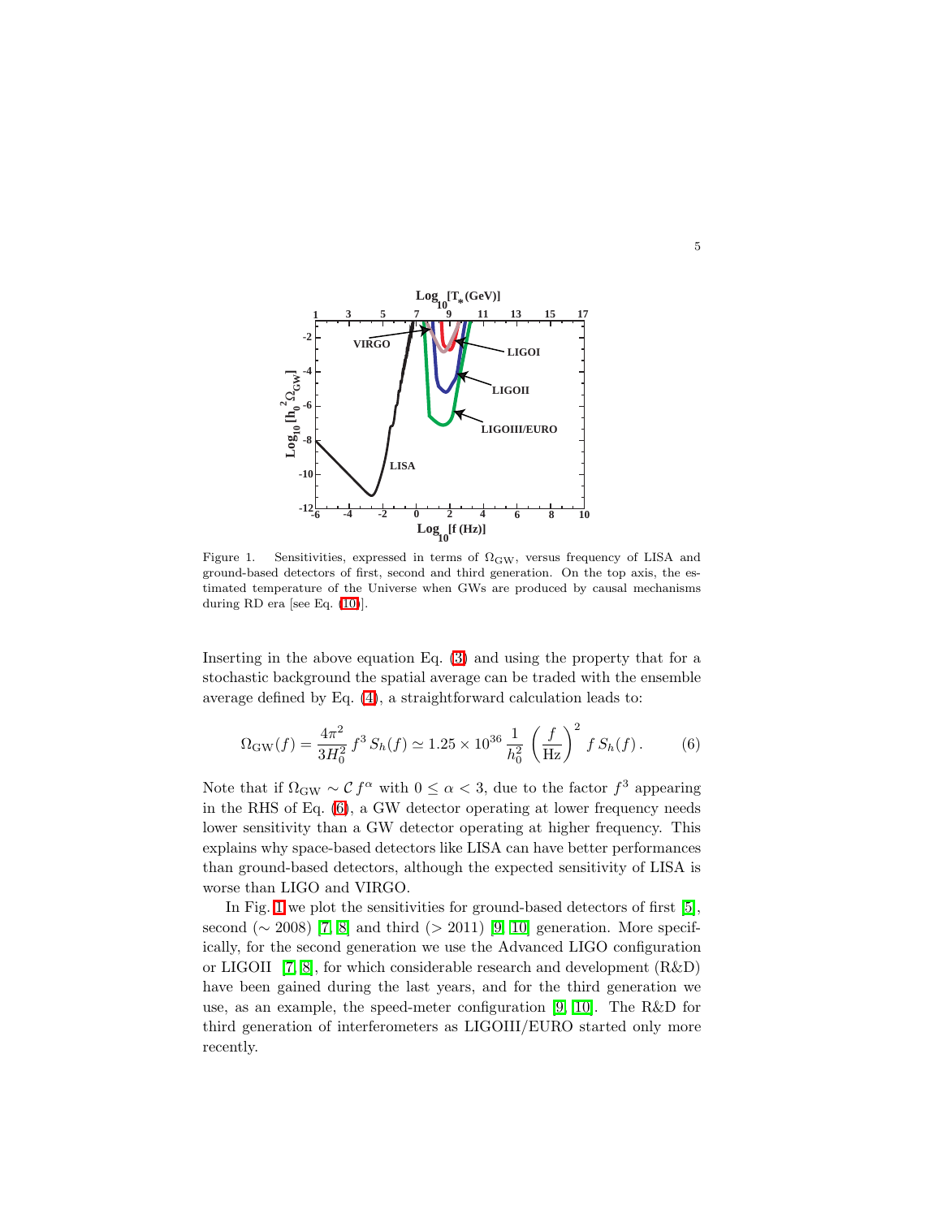Figure 1. Sensitivities, expressed in terms of $\Omega_{\rm GW}$, versus frequency of LISA and ground-based detectors of first, second and third generation. On the top axis, the estimated temperature of the Universe when GWs are produced by causal mechanisms during RD era [see Eq. (10)].

Inserting in the above equation Eq. (3) and using the property that for a stochastic background the spatial average can be traded with the ensemble average defined by Eq. (4), a straightforward calculation leads to:

$$\Omega_{\rm GW}(f) = \frac{4\pi^2}{3H_0^2}\, f^3\, S_h(f) \simeq 1.25\times 10^{36}\,\frac{1}{h_0^2}\,\left(\frac{f}{\rm Hz}\right)^2\, f\, S_h(f)\,. \tag{6}$$

Note that if $\Omega_{\rm GW} \sim \mathcal{C}\, f^\alpha$ with $0 \leq \alpha < 3$, due to the factor $f^3$ appearing in the RHS of Eq. (6), a GW detector operating at lower frequency needs lower sensitivity than a GW detector operating at higher frequency. This explains why space-based detectors like LISA can have better performances than ground-based detectors, although the expected sensitivity of LISA is worse than LIGO and VIRGO.

In Fig. 1 we plot the sensitivities for ground-based detectors of first [5], second ($\sim$ 2008) [7, 8] and third ($>$ 2011) [9, 10] generation. More specifically, for the second generation we use the Advanced LIGO configuration or LIGOII [7, 8], for which considerable research and development (R&D) have been gained during the last years, and for the third generation we use, as an example, the speed-meter configuration [9, 10]. The R&D for third generation of interferometers as LIGOIII/EURO started only more recently.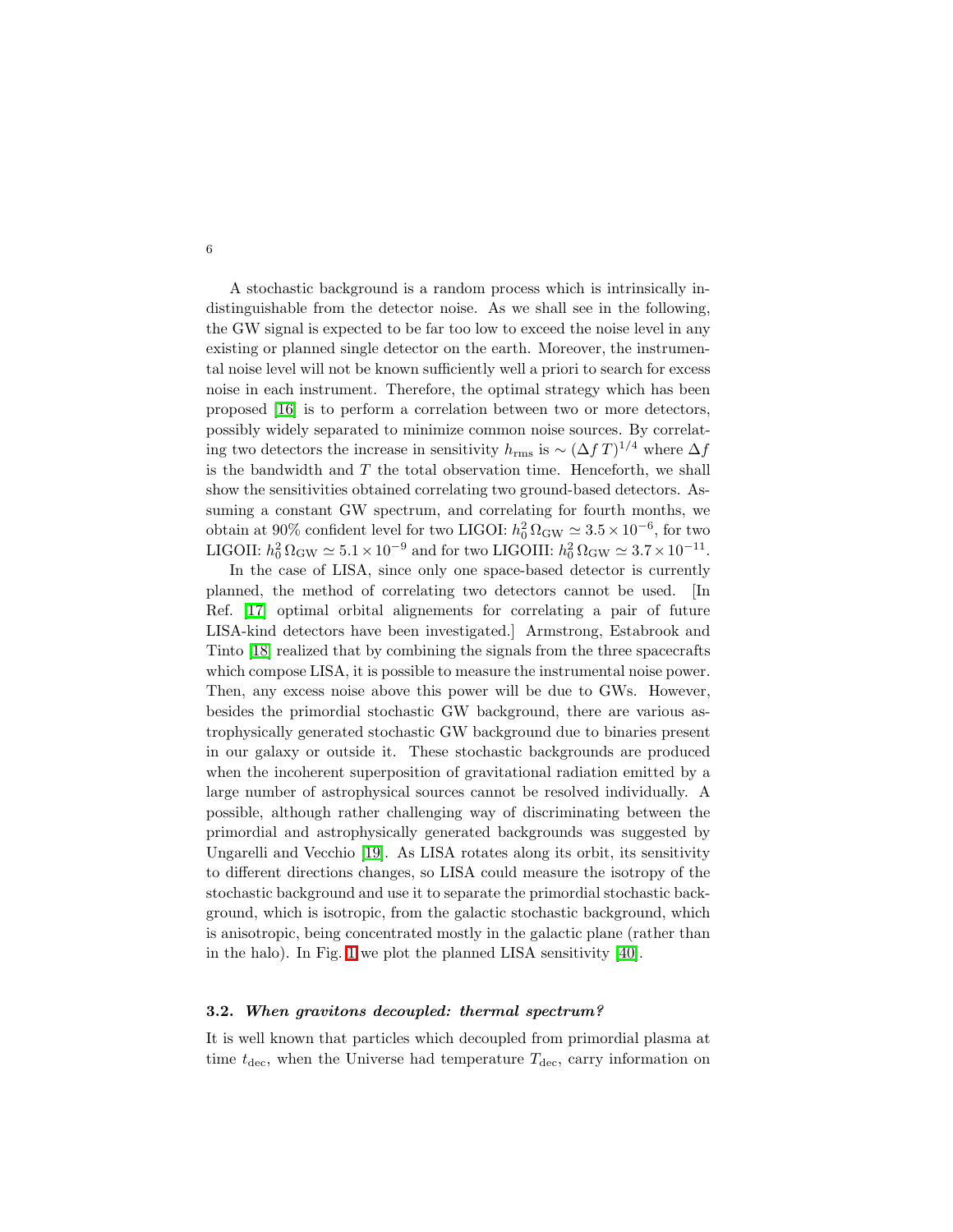A stochastic background is a random process which is intrinsically indistinguishable from the detector noise. As we shall see in the following, the GW signal is expected to be far too low to exceed the noise level in any existing or planned single detector on the earth. Moreover, the instrumental noise level will not be known sufficiently well a priori to search for excess noise in each instrument. Therefore, the optimal strategy which has been proposed [16] is to perform a correlation between two or more detectors, possibly widely separated to minimize common noise sources. By correlating two detectors the increase in sensitivity $h_{\rm rms}$ is $\sim (\Delta f\, T)^{1/4}$ where $\Delta f$ is the bandwidth and $T$ the total observation time. Henceforth, we shall show the sensitivities obtained correlating two ground-based detectors. Assuming a constant GW spectrum, and correlating for fourth months, we obtain at 90% confident level for two LIGOI: $h_0^2\,\Omega_{\rm GW} \simeq 3.5\times 10^{-6}$, for two LIGOII: $h_0^2\,\Omega_{\rm GW} \simeq 5.1\times 10^{-9}$ and for two LIGOIII: $h_0^2\,\Omega_{\rm GW} \simeq 3.7\times 10^{-11}$.

In the case of LISA, since only one space-based detector is currently planned, the method of correlating two detectors cannot be used. [In Ref. [17] optimal orbital alignements for correlating a pair of future LISA-kind detectors have been investigated.] Armstrong, Estabrook and Tinto [18] realized that by combining the signals from the three spacecrafts which compose LISA, it is possible to measure the instrumental noise power. Then, any excess noise above this power will be due to GWs. However, besides the primordial stochastic GW background, there are various astrophysically generated stochastic GW background due to binaries present in our galaxy or outside it. These stochastic backgrounds are produced when the incoherent superposition of gravitational radiation emitted by a large number of astrophysical sources cannot be resolved individually. A possible, although rather challenging way of discriminating between the primordial and astrophysically generated backgrounds was suggested by Ungarelli and Vecchio [19]. As LISA rotates along its orbit, its sensitivity to different directions changes, so LISA could measure the isotropy of the stochastic background and use it to separate the primordial stochastic background, which is isotropic, from the galactic stochastic background, which is anisotropic, being concentrated mostly in the galactic plane (rather than in the halo). In Fig. 1 we plot the planned LISA sensitivity [40].

### 3.2. *When gravitons decoupled: thermal spectrum?*

It is well known that particles which decoupled from primordial plasma at time $t_{\rm dec}$, when the Universe had temperature $T_{\rm dec}$, carry information on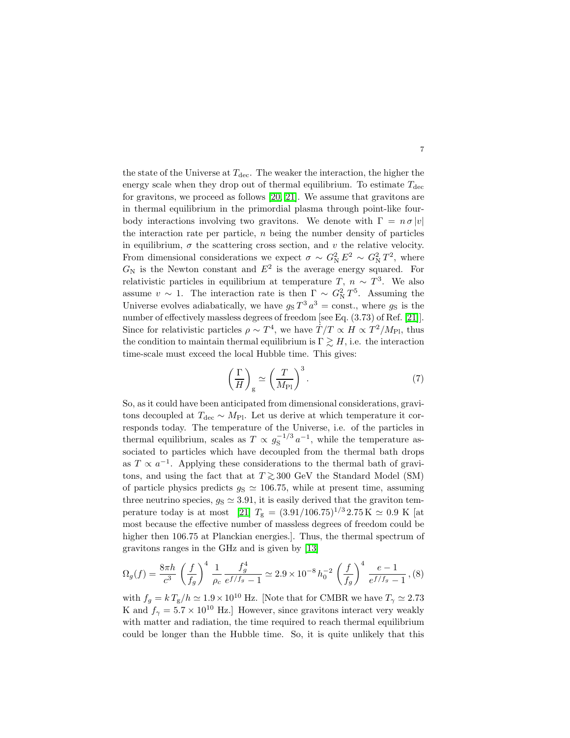the state of the Universe at $T_{\rm dec}$. The weaker the interaction, the higher the energy scale when they drop out of thermal equilibrium. To estimate $T_{\rm dec}$ for gravitons, we proceed as follows [20, 21]. We assume that gravitons are in thermal equilibrium in the primordial plasma through point-like four-body interactions involving two gravitons. We denote with $\Gamma = n\,\sigma\,|v|$ the interaction rate per particle, $n$ being the number density of particles in equilibrium, $\sigma$ the scattering cross section, and $v$ the relative velocity. From dimensional considerations we expect $\sigma \sim G_{\rm N}^2\,E^2 \sim G_{\rm N}^2\,T^2$, where $G_{\rm N}$ is the Newton constant and $E^2$ is the average energy squared. For relativistic particles in equilibrium at temperature $T$, $n \sim T^3$. We also assume $v \sim 1$. The interaction rate is then $\Gamma \sim G_{\rm N}^2\,T^5$. Assuming the Universe evolves adiabatically, we have $g_{\rm S}\,T^3\,a^3 = $ const., where $g_{\rm S}$ is the number of effectively massless degrees of freedom [see Eq. (3.73) of Ref. [21]]. Since for relativistic particles $\rho \sim T^4$, we have $\dot{T}/T \propto H \propto T^2/M_{\rm Pl}$, thus the condition to maintain thermal equilibrium is $\Gamma \gtrsim H$, i.e. the interaction time-scale must exceed the local Hubble time. This gives:

$$\left(\frac{\Gamma}{H}\right)_{\rm g} \simeq \left(\frac{T}{M_{\rm Pl}}\right)^3 . \tag{7}$$

So, as it could have been anticipated from dimensional considerations, gravitons decoupled at $T_{\rm dec} \sim M_{\rm Pl}$. Let us derive at which temperature it corresponds today. The temperature of the Universe, i.e. of the particles in thermal equilibrium, scales as $T \propto g_{\rm S}^{-1/3}\,a^{-1}$, while the temperature associated to particles which have decoupled from the thermal bath drops as $T \propto a^{-1}$. Applying these considerations to the thermal bath of gravitons, and using the fact that at $T \gtrsim 300$ GeV the Standard Model (SM) of particle physics predicts $g_{\rm S} \simeq 106.75$, while at present time, assuming three neutrino species, $g_{\rm S} \simeq 3.91$, it is easily derived that the graviton temperature today is at most [21] $T_{\rm g} = (3.91/106.75)^{1/3}\,2.75\,{\rm K} \simeq 0.9$ K [at most because the effective number of massless degrees of freedom could be higher then 106.75 at Planckian energies.]. Thus, the thermal spectrum of gravitons ranges in the GHz and is given by [13]

$$\Omega_g(f) = \frac{8\pi h}{c^3}\left(\frac{f}{f_g}\right)^4 \frac{1}{\rho_c}\,\frac{f_g^4}{e^{f/f_g}-1} \simeq 2.9\times 10^{-8}\,h_0^{-2}\left(\frac{f}{f_g}\right)^4 \frac{e-1}{e^{f/f_g}-1}\,, \tag{8}$$

with $f_g = k\,T_{\rm g}/h \simeq 1.9\times 10^{10}$ Hz. [Note that for CMBR we have $T_\gamma \simeq 2.73$ K and $f_\gamma = 5.7\times 10^{10}$ Hz.] However, since gravitons interact very weakly with matter and radiation, the time required to reach thermal equilibrium could be longer than the Hubble time. So, it is quite unlikely that this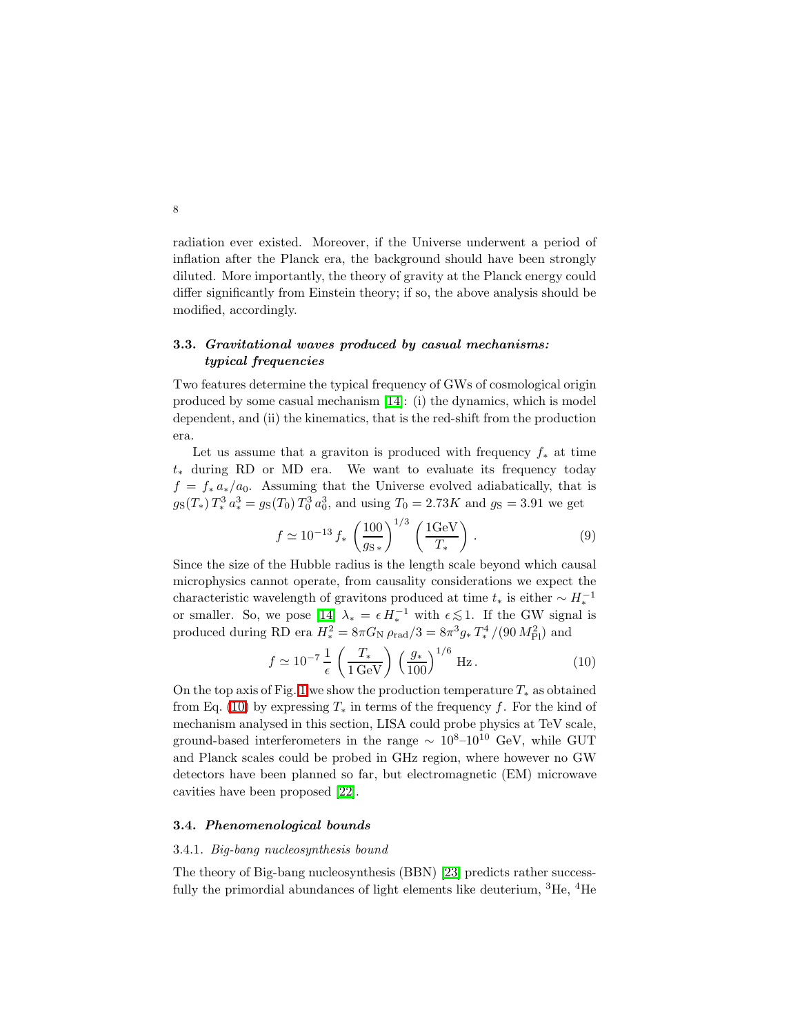radiation ever existed. Moreover, if the Universe underwent a period of inflation after the Planck era, the background should have been strongly diluted. More importantly, the theory of gravity at the Planck energy could differ significantly from Einstein theory; if so, the above analysis should be modified, accordingly.

### 3.3. *Gravitational waves produced by casual mechanisms: typical frequencies*

Two features determine the typical frequency of GWs of cosmological origin produced by some casual mechanism [14]: (i) the dynamics, which is model dependent, and (ii) the kinematics, that is the red-shift from the production era.

Let us assume that a graviton is produced with frequency $f_*$ at time $t_*$ during RD or MD era. We want to evaluate its frequency today $f = f_*\, a_*/a_0$. Assuming that the Universe evolved adiabatically, that is $g_{\rm S}(T_*)\, T_*^3\, a_*^3 = g_{\rm S}(T_0)\, T_0^3\, a_0^3$, and using $T_0 = 2.73K$ and $g_{\rm S} = 3.91$ we get

$$f \simeq 10^{-13}\, f_* \left(\frac{100}{g_{\rm S\,*}}\right)^{1/3} \left(\frac{1\mathrm{GeV}}{T_*}\right). \tag{9}$$

Since the size of the Hubble radius is the length scale beyond which causal microphysics cannot operate, from causality considerations we expect the characteristic wavelength of gravitons produced at time $t_*$ is either $\sim H_*^{-1}$ or smaller. So, we pose [14] $\lambda_* = \epsilon\, H_*^{-1}$ with $\epsilon \lesssim 1$. If the GW signal is produced during RD era $H_*^2 = 8\pi G_{\rm N}\, \rho_{\rm rad}/3 = 8\pi^3 g_*\, T_*^4/(90\, M_{\rm Pl}^2)$ and

$$f \simeq 10^{-7}\, \frac{1}{\epsilon} \left(\frac{T_*}{1\,\mathrm{GeV}}\right) \left(\frac{g_*}{100}\right)^{1/6} \mathrm{Hz}\,. \tag{10}$$

On the top axis of Fig. 1 we show the production temperature $T_*$ as obtained from Eq. (10) by expressing $T_*$ in terms of the frequency $f$. For the kind of mechanism analysed in this section, LISA could probe physics at TeV scale, ground-based interferometers in the range $\sim 10^8$–$10^{10}$ GeV, while GUT and Planck scales could be probed in GHz region, where however no GW detectors have been planned so far, but electromagnetic (EM) microwave cavities have been proposed [22].

### 3.4. *Phenomenological bounds*

#### 3.4.1. *Big-bang nucleosynthesis bound*

The theory of Big-bang nucleosynthesis (BBN) [23] predicts rather successfully the primordial abundances of light elements like deuterium, $^3$He, $^4$He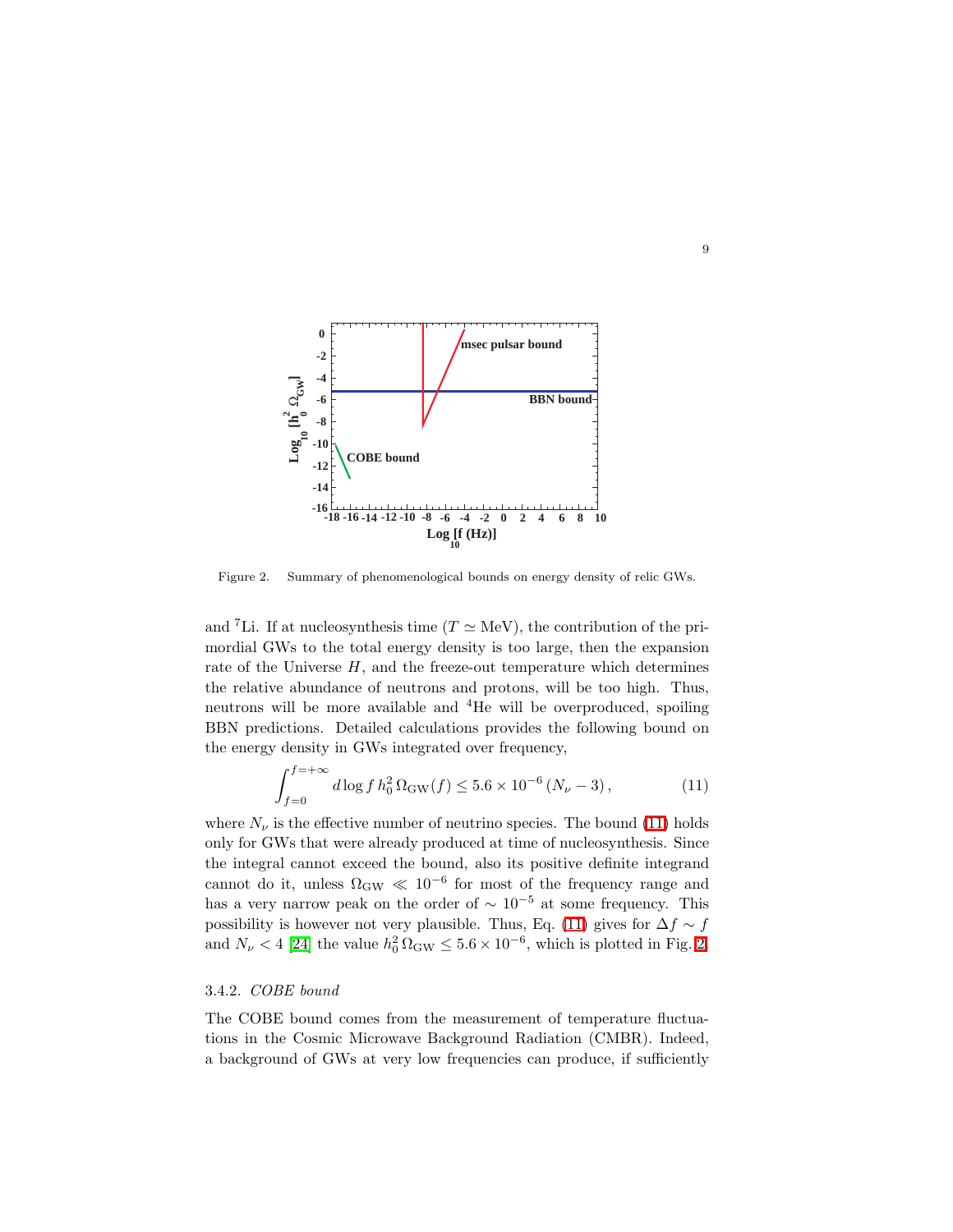Figure 2. Summary of phenomenological bounds on energy density of relic GWs.

and $^7$Li. If at nucleosynthesis time ($T \simeq$ MeV), the contribution of the primordial GWs to the total energy density is too large, then the expansion rate of the Universe $H$, and the freeze-out temperature which determines the relative abundance of neutrons and protons, will be too high. Thus, neutrons will be more available and $^4$He will be overproduced, spoiling BBN predictions. Detailed calculations provides the following bound on the energy density in GWs integrated over frequency,

$$\int_{f=0}^{f=+\infty} d\log f \, h_0^2 \, \Omega_{\rm GW}(f) \leq 5.6 \times 10^{-6} \, (N_\nu - 3) \,, \tag{11}$$

where $N_\nu$ is the effective number of neutrino species. The bound (11) holds only for GWs that were already produced at time of nucleosynthesis. Since the integral cannot exceed the bound, also its positive definite integrand cannot do it, unless $\Omega_{\rm GW} \ll 10^{-6}$ for most of the frequency range and has a very narrow peak on the order of $\sim 10^{-5}$ at some frequency. This possibility is however not very plausible. Thus, Eq. (11) gives for $\Delta f \sim f$ and $N_\nu < 4$ [24] the value $h_0^2 \, \Omega_{\rm GW} \leq 5.6 \times 10^{-6}$, which is plotted in Fig. 2.

### 3.4.2. *COBE bound*

The COBE bound comes from the measurement of temperature fluctuations in the Cosmic Microwave Background Radiation (CMBR). Indeed, a background of GWs at very low frequencies can produce, if sufficiently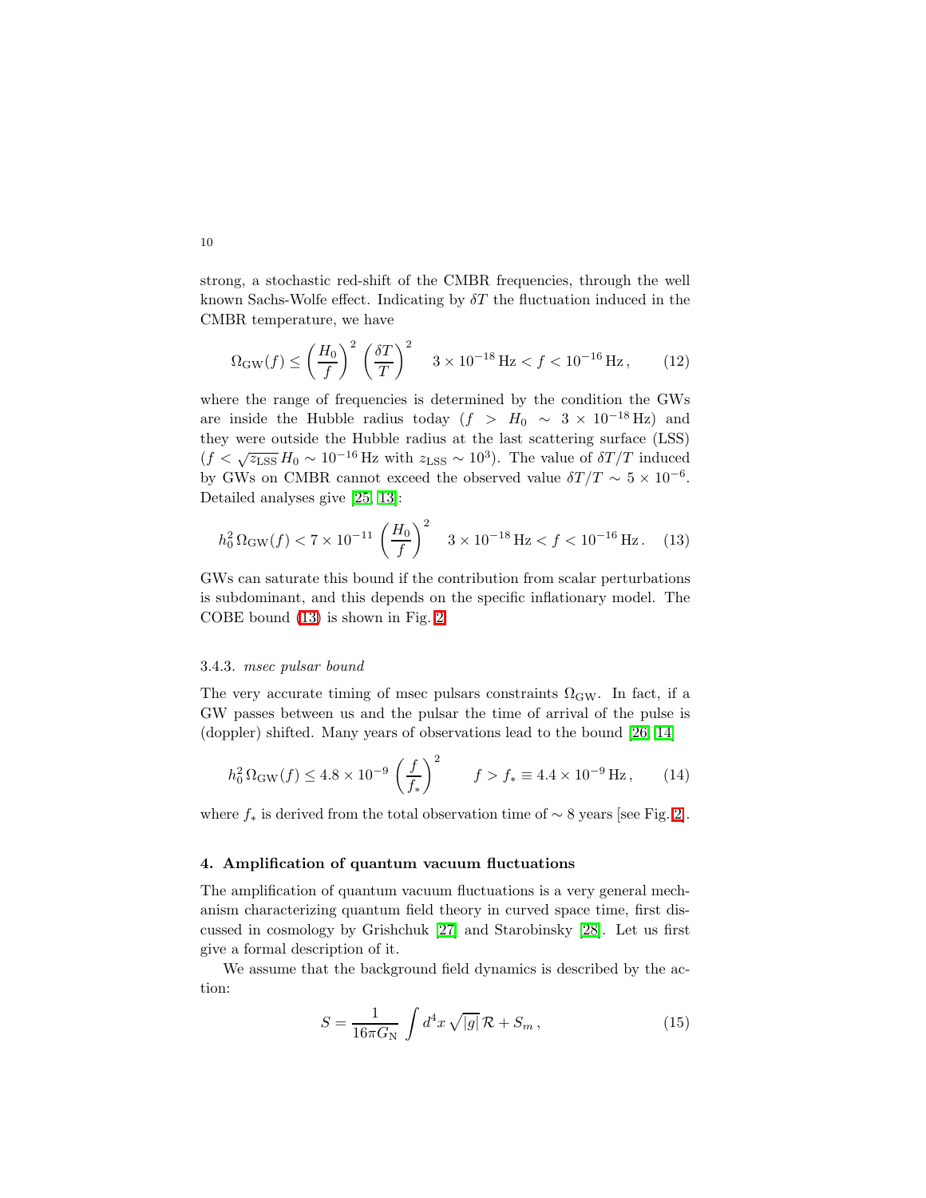strong, a stochastic red-shift of the CMBR frequencies, through the well known Sachs-Wolfe effect. Indicating by $\delta T$ the fluctuation induced in the CMBR temperature, we have

$$\Omega_{\rm GW}(f) \leq \left(\frac{H_0}{f}\right)^2 \left(\frac{\delta T}{T}\right)^2 \quad 3\times 10^{-18}\,{\rm Hz} < f < 10^{-16}\,{\rm Hz}\,, \tag{12}$$

where the range of frequencies is determined by the condition the GWs are inside the Hubble radius today ($f > H_0 \sim 3\times 10^{-18}\,{\rm Hz}$) and they were outside the Hubble radius at the last scattering surface (LSS) ($f < \sqrt{z_{\rm LSS}}\,H_0 \sim 10^{-16}\,{\rm Hz}$ with $z_{\rm LSS} \sim 10^3$). The value of $\delta T/T$ induced by GWs on CMBR cannot exceed the observed value $\delta T/T \sim 5\times 10^{-6}$. Detailed analyses give [25, 13]:

$$h_0^2\,\Omega_{\rm GW}(f) < 7\times 10^{-11}\left(\frac{H_0}{f}\right)^2 \quad 3\times 10^{-18}\,{\rm Hz} < f < 10^{-16}\,{\rm Hz}\,. \tag{13}$$

GWs can saturate this bound if the contribution from scalar perturbations is subdominant, and this depends on the specific inflationary model. The COBE bound (13) is shown in Fig. 2.

### 3.4.3. *msec pulsar bound*

The very accurate timing of msec pulsars constraints $\Omega_{\rm GW}$. In fact, if a GW passes between us and the pulsar the time of arrival of the pulse is (doppler) shifted. Many years of observations lead to the bound [26, 14]

$$h_0^2\,\Omega_{\rm GW}(f) \leq 4.8\times 10^{-9}\left(\frac{f}{f_*}\right)^2 \qquad f > f_* \equiv 4.4\times 10^{-9}\,{\rm Hz}\,, \tag{14}$$

where $f_*$ is derived from the total observation time of $\sim 8$ years [see Fig. 2].

## 4. Amplification of quantum vacuum fluctuations

The amplification of quantum vacuum fluctuations is a very general mechanism characterizing quantum field theory in curved space time, first discussed in cosmology by Grishchuk [27] and Starobinsky [28]. Let us first give a formal description of it.

We assume that the background field dynamics is described by the action:

$$S = \frac{1}{16\pi G_{\rm N}}\int d^4x\,\sqrt{|g|}\,\mathcal{R} + S_m\,, \tag{15}$$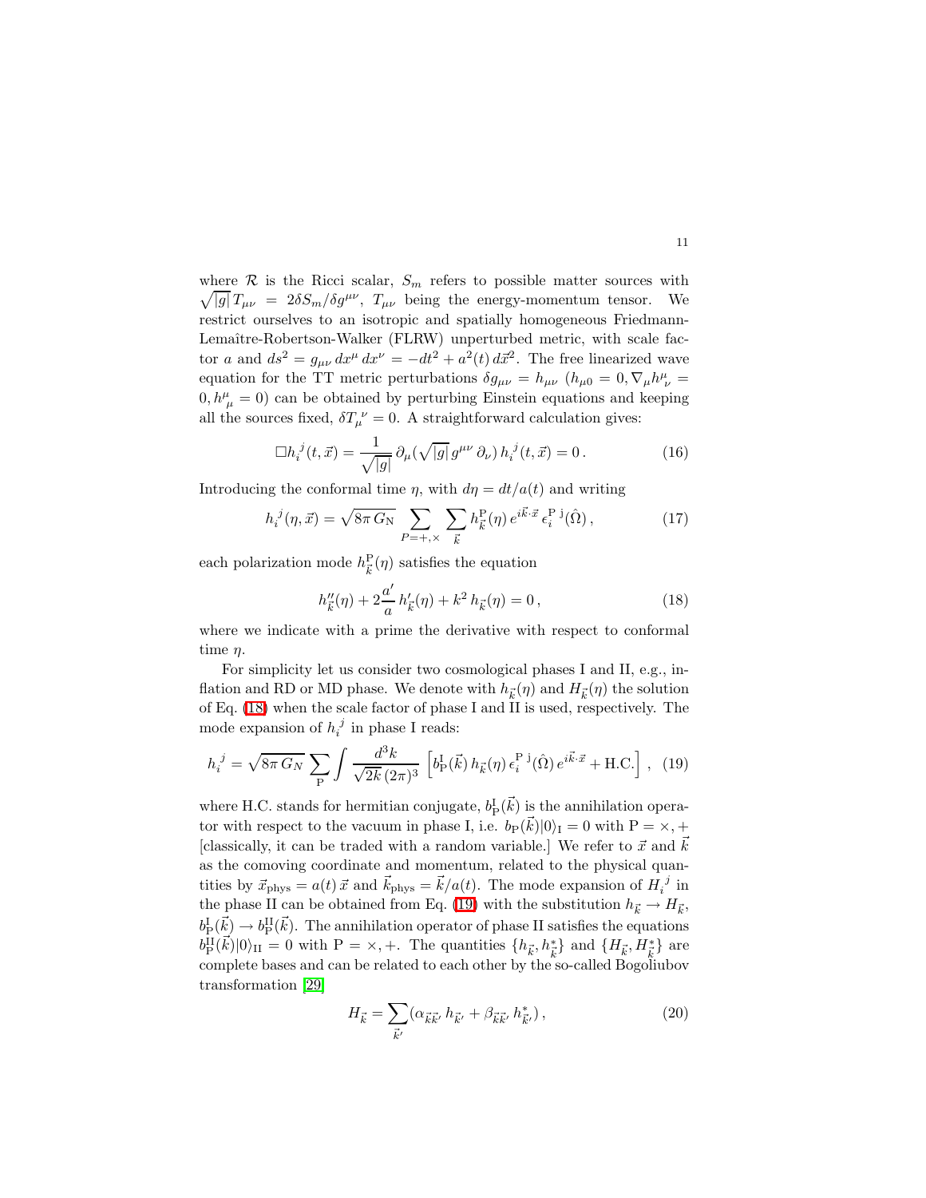where $\mathcal{R}$ is the Ricci scalar, $S_m$ refers to possible matter sources with $\sqrt{|g|}\,T_{\mu\nu} = 2\delta S_m/\delta g^{\mu\nu}$, $T_{\mu\nu}$ being the energy-momentum tensor. We restrict ourselves to an isotropic and spatially homogeneous Friedmann-Lemaître-Robertson-Walker (FLRW) unperturbed metric, with scale factor $a$ and $ds^2 = g_{\mu\nu}\, dx^\mu\, dx^\nu = -dt^2 + a^2(t)\, d\vec{x}^2$. The free linearized wave equation for the TT metric perturbations $\delta g_{\mu\nu} = h_{\mu\nu}$ ($h_{\mu 0} = 0, \nabla_\mu h^\mu_{\ \nu} = 0, h^\mu_{\ \mu} = 0$) can be obtained by perturbing Einstein equations and keeping all the sources fixed, $\delta T_\mu^{\ \nu} = 0$. A straightforward calculation gives:

$$\Box h_i^{\ j}(t,\vec{x}) = \frac{1}{\sqrt{|g|}}\,\partial_\mu(\sqrt{|g|}\, g^{\mu\nu}\,\partial_\nu)\, h_i^{\ j}(t,\vec{x}) = 0\,. \tag{16}$$

Introducing the conformal time $\eta$, with $d\eta = dt/a(t)$ and writing

$$h_i^{\ j}(\eta,\vec{x}) = \sqrt{8\pi\, G_{\rm N}}\, \sum_{P=+,\times}\, \sum_{\vec{k}} h^{\rm P}_{\vec{k}}(\eta)\, e^{i\vec{k}\cdot\vec{x}}\, \epsilon_i^{\ {\rm P}\ {\rm j}}(\hat{\Omega})\,, \tag{17}$$

each polarization mode $h^{\rm P}_{\vec{k}}(\eta)$ satisfies the equation

$$h''_{\vec{k}}(\eta) + 2\frac{a'}{a}\, h'_{\vec{k}}(\eta) + k^2\, h_{\vec{k}}(\eta) = 0\,, \tag{18}$$

where we indicate with a prime the derivative with respect to conformal time $\eta$.

For simplicity let us consider two cosmological phases I and II, e.g., inflation and RD or MD phase. We denote with $h_{\vec{k}}(\eta)$ and $H_{\vec{k}}(\eta)$ the solution of Eq. (18) when the scale factor of phase I and II is used, respectively. The mode expansion of $h_i^{\ j}$ in phase I reads:

$$h_i^{\ j} = \sqrt{8\pi\, G_N}\, \sum_{\rm P} \int \frac{d^3k}{\sqrt{2k}\,(2\pi)^3}\, \left[ b^{\rm I}_{\rm P}(\vec{k})\, h_{\vec{k}}(\eta)\, \epsilon_i^{\ {\rm P}\ {\rm j}}(\hat{\Omega})\, e^{i\vec{k}\cdot\vec{x}} + {\rm H.C.}\right]\,, \tag{19}$$

where H.C. stands for hermitian conjugate, $b^{\rm I}_{\rm P}(\vec{k})$ is the annihilation operator with respect to the vacuum in phase I, i.e. $b_{\rm P}(\vec{k})|0\rangle_{\rm I} = 0$ with $\rm P = \times, +$ [classically, it can be traded with a random variable.] We refer to $\vec{x}$ and $\vec{k}$ as the comoving coordinate and momentum, related to the physical quantities by $\vec{x}_{\rm phys} = a(t)\,\vec{x}$ and $\vec{k}_{\rm phys} = \vec{k}/a(t)$. The mode expansion of $H_i^{\ j}$ in the phase II can be obtained from Eq. (19) with the substitution $h_{\vec{k}} \to H_{\vec{k}}$, $b^{\rm I}_{\rm P}(\vec{k}) \to b^{\rm II}_{\rm P}(\vec{k})$. The annihilation operator of phase II satisfies the equations $b^{\rm II}_{\rm P}(\vec{k})|0\rangle_{\rm II} = 0$ with $\rm P = \times, +$. The quantities $\{h_{\vec{k}}, h^*_{\vec{k}}\}$ and $\{H_{\vec{k}}, H^*_{\vec{k}}\}$ are complete bases and can be related to each other by the so-called Bogoliubov transformation [29]

$$H_{\vec{k}} = \sum_{\vec{k}'} (\alpha_{\vec{k}\vec{k}'}\, h_{\vec{k}'} + \beta_{\vec{k}\vec{k}'}\, h^*_{\vec{k}'})\,, \tag{20}$$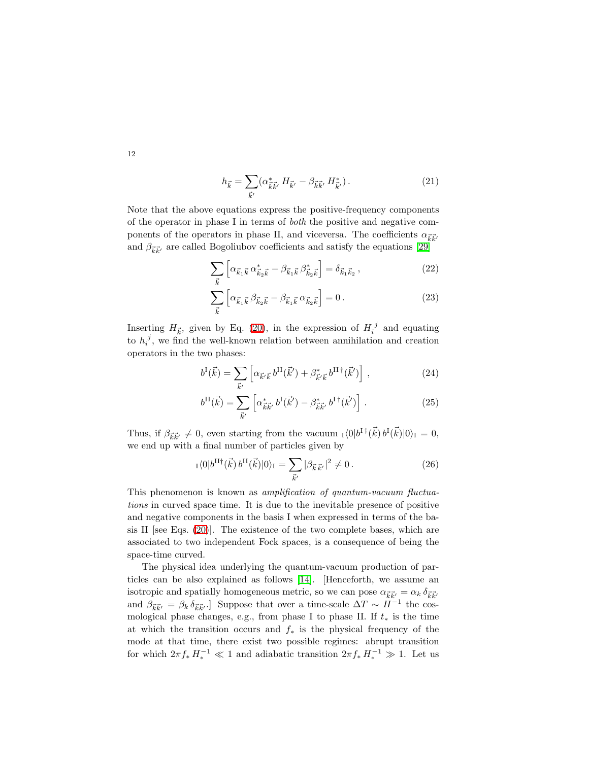$$h_{\vec{k}} = \sum_{\vec{k}'} (\alpha^*_{\vec{k}\vec{k}'} \, H_{\vec{k}'} - \beta_{\vec{k}\vec{k}'} \, H^*_{\vec{k}'}) \, . \tag{21}$$

Note that the above equations express the positive-frequency components of the operator in phase I in terms of *both* the positive and negative components of the operators in phase II, and viceversa. The coefficients $\alpha_{\vec{k}\vec{k}'}$ and $\beta_{\vec{k}\vec{k}'}$ are called Bogoliubov coefficients and satisfy the equations [29]

$$\sum_{\vec{k}} \left[ \alpha_{\vec{k}_1 \vec{k}} \, \alpha^*_{\vec{k}_2 \vec{k}} - \beta_{\vec{k}_1 \vec{k}} \, \beta^*_{\vec{k}_2 \vec{k}} \right] = \delta_{\vec{k}_1 \vec{k}_2} \, , \tag{22}$$

$$\sum_{\vec{k}} \left[ \alpha_{\vec{k}_1 \vec{k}} \, \beta_{\vec{k}_2 \vec{k}} - \beta_{\vec{k}_1 \vec{k}} \, \alpha_{\vec{k}_2 \vec{k}} \right] = 0 \, . \tag{23}$$

Inserting $H_{\vec{k}}$, given by Eq. (20), in the expression of $H_i^{\ j}$ and equating to $h_i^{\ j}$, we find the well-known relation between annihilation and creation operators in the two phases:

$$b^{\rm I}(\vec{k}) = \sum_{\vec{k}'} \left[ \alpha_{\vec{k}'\vec{k}} \, b^{\rm II}(\vec{k}') + \beta^*_{\vec{k}'\vec{k}} \, b^{\rm II\,\dagger}(\vec{k}') \right] \, , \tag{24}$$

$$b^{\rm II}(\vec{k}) = \sum_{\vec{k}'} \left[ \alpha^*_{\vec{k}\vec{k}'} \, b^{\rm I}(\vec{k}') - \beta^*_{\vec{k}\vec{k}'} \, b^{\rm I\,\dagger}(\vec{k}') \right] \, . \tag{25}$$

Thus, if $\beta_{\vec{k}\vec{k}'} \neq 0$, even starting from the vacuum ${}_{\rm I}\langle 0 | b^{\rm I\,\dagger}(\vec{k}) \, b^{\rm I}(\vec{k}) | 0 \rangle_{\rm I} = 0$, we end up with a final number of particles given by

$${}_{\rm I}\langle 0 | b^{\rm II\dagger}(\vec{k}) \, b^{\rm II}(\vec{k}) | 0 \rangle_{\rm I} = \sum_{\vec{k}'} |\beta_{\vec{k}\,\vec{k}'}|^2 \neq 0 \, . \tag{26}$$

This phenomenon is known as *amplification of quantum-vacuum fluctuations* in curved space time. It is due to the inevitable presence of positive and negative components in the basis I when expressed in terms of the basis II [see Eqs. (20)]. The existence of the two complete bases, which are associated to two independent Fock spaces, is a consequence of being the space-time curved.

The physical idea underlying the quantum-vacuum production of particles can be also explained as follows [14]. [Henceforth, we assume an isotropic and spatially homogeneous metric, so we can pose $\alpha_{\vec{k}\vec{k}'} = \alpha_k \, \delta_{\vec{k}\vec{k}'}$ and $\beta_{\vec{k}\vec{k}'} = \beta_k \, \delta_{\vec{k}\vec{k}'}$.] Suppose that over a time-scale $\Delta T \sim H^{-1}$ the cosmological phase changes, e.g., from phase I to phase II. If $t_*$ is the time at which the transition occurs and $f_*$ is the physical frequency of the mode at that time, there exist two possible regimes: abrupt transition for which $2\pi f_* \, H_*^{-1} \ll 1$ and adiabatic transition $2\pi f_* \, H_*^{-1} \gg 1$. Let us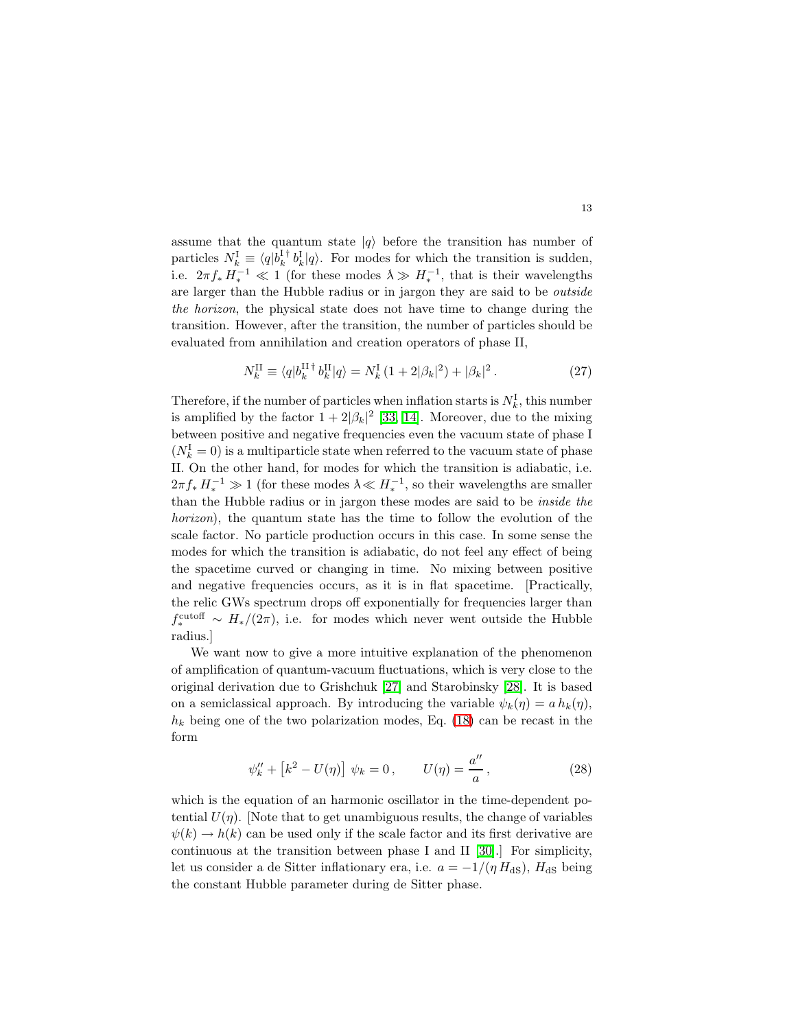assume that the quantum state $|q\rangle$ before the transition has number of particles $N_k^{\rm I} \equiv \langle q|b_k^{{\rm I}\,\dagger}\, b_k^{\rm I}|q\rangle$. For modes for which the transition is sudden, i.e. $2\pi f_*\, H_*^{-1} \ll 1$ (for these modes $\lambda \gg H_*^{-1}$, that is their wavelengths are larger than the Hubble radius or in jargon they are said to be *outside the horizon*, the physical state does not have time to change during the transition. However, after the transition, the number of particles should be evaluated from annihilation and creation operators of phase II,

$$N_k^{\rm II} \equiv \langle q|b_k^{{\rm II}\,\dagger}\, b_k^{\rm II}|q\rangle = N_k^{\rm I}\,(1 + 2|\beta_k|^2) + |\beta_k|^2\,. \tag{27}$$

Therefore, if the number of particles when inflation starts is $N_k^{\rm I}$, this number is amplified by the factor $1 + 2|\beta_k|^2$ [33, 14]. Moreover, due to the mixing between positive and negative frequencies even the vacuum state of phase I ($N_k^{\rm I} = 0$) is a multiparticle state when referred to the vacuum state of phase II. On the other hand, for modes for which the transition is adiabatic, i.e. $2\pi f_*\, H_*^{-1} \gg 1$ (for these modes $\lambda \ll H_*^{-1}$, so their wavelengths are smaller than the Hubble radius or in jargon these modes are said to be *inside the horizon*), the quantum state has the time to follow the evolution of the scale factor. No particle production occurs in this case. In some sense the modes for which the transition is adiabatic, do not feel any effect of being the spacetime curved or changing in time. No mixing between positive and negative frequencies occurs, as it is in flat spacetime. [Practically, the relic GWs spectrum drops off exponentially for frequencies larger than $f_*^{\rm cutoff} \sim H_*/(2\pi)$, i.e. for modes which never went outside the Hubble radius.]

We want now to give a more intuitive explanation of the phenomenon of amplification of quantum-vacuum fluctuations, which is very close to the original derivation due to Grishchuk [27] and Starobinsky [28]. It is based on a semiclassical approach. By introducing the variable $\psi_k(\eta) = a\, h_k(\eta)$, $h_k$ being one of the two polarization modes, Eq. (18) can be recast in the form

$$\psi_k'' + \left[k^2 - U(\eta)\right]\, \psi_k = 0\,, \qquad U(\eta) = \frac{a''}{a}\,, \tag{28}$$

which is the equation of an harmonic oscillator in the time-dependent potential $U(\eta)$. [Note that to get unambiguous results, the change of variables $\psi(k) \to h(k)$ can be used only if the scale factor and its first derivative are continuous at the transition between phase I and II [30].] For simplicity, let us consider a de Sitter inflationary era, i.e. $a = -1/(\eta\, H_{\rm dS})$, $H_{\rm dS}$ being the constant Hubble parameter during de Sitter phase.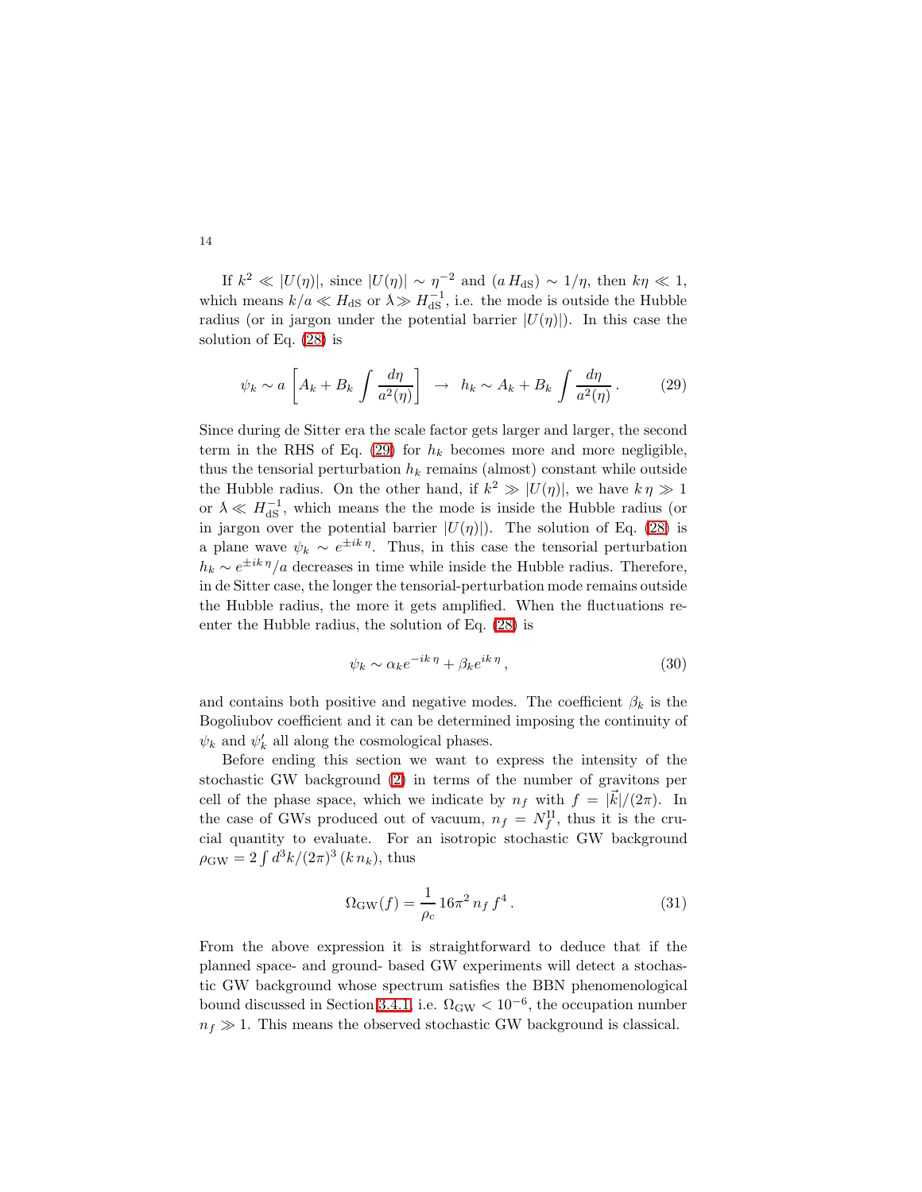If $k^2 \ll |U(\eta)|$, since $|U(\eta)| \sim \eta^{-2}$ and $(a\,H_{\rm dS}) \sim 1/\eta$, then $k\eta \ll 1$, which means $k/a \ll H_{\rm dS}$ or $\lambda \gg H_{\rm dS}^{-1}$, i.e. the mode is outside the Hubble radius (or in jargon under the potential barrier $|U(\eta)|$). In this case the solution of Eq. (28) is

$$\psi_k \sim a\left[A_k + B_k \int \frac{d\eta}{a^2(\eta)}\right] \;\rightarrow\; h_k \sim A_k + B_k \int \frac{d\eta}{a^2(\eta)}\,. \tag{29}$$

Since during de Sitter era the scale factor gets larger and larger, the second term in the RHS of Eq. (29) for $h_k$ becomes more and more negligible, thus the tensorial perturbation $h_k$ remains (almost) constant while outside the Hubble radius. On the other hand, if $k^2 \gg |U(\eta)|$, we have $k\,\eta \gg 1$ or $\lambda \ll H_{\rm dS}^{-1}$, which means the the mode is inside the Hubble radius (or in jargon over the potential barrier $|U(\eta)|$). The solution of Eq. (28) is a plane wave $\psi_k \sim e^{\pm ik\,\eta}$. Thus, in this case the tensorial perturbation $h_k \sim e^{\pm ik\,\eta}/a$ decreases in time while inside the Hubble radius. Therefore, in de Sitter case, the longer the tensorial-perturbation mode remains outside the Hubble radius, the more it gets amplified. When the fluctuations reenter the Hubble radius, the solution of Eq. (28) is

$$\psi_k \sim \alpha_k e^{-ik\,\eta} + \beta_k e^{ik\,\eta}\,, \tag{30}$$

and contains both positive and negative modes. The coefficient $\beta_k$ is the Bogoliubov coefficient and it can be determined imposing the continuity of $\psi_k$ and $\psi_k'$ all along the cosmological phases.

Before ending this section we want to express the intensity of the stochastic GW background (2) in terms of the number of gravitons per cell of the phase space, which we indicate by $n_f$ with $f = |\vec{k}|/(2\pi)$. In the case of GWs produced out of vacuum, $n_f = N_f^{\rm II}$, thus it is the crucial quantity to evaluate. For an isotropic stochastic GW background $\rho_{\rm GW} = 2\int d^3k/(2\pi)^3\,(k\,n_k)$, thus

$$\Omega_{\rm GW}(f) = \frac{1}{\rho_c}\,16\pi^2\,n_f\,f^4\,. \tag{31}$$

From the above expression it is straightforward to deduce that if the planned space- and ground- based GW experiments will detect a stochastic GW background whose spectrum satisfies the BBN phenomenological bound discussed in Section 3.4.1, i.e. $\Omega_{\rm GW} < 10^{-6}$, the occupation number $n_f \gg 1$. This means the observed stochastic GW background is classical.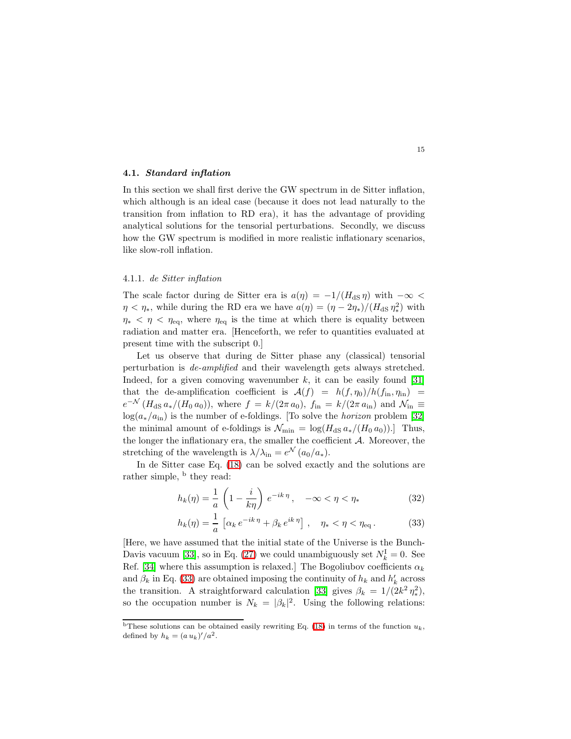### 4.1. *Standard inflation*

In this section we shall first derive the GW spectrum in de Sitter inflation, which although is an ideal case (because it does not lead naturally to the transition from inflation to RD era), it has the advantage of providing analytical solutions for the tensorial perturbations. Secondly, we discuss how the GW spectrum is modified in more realistic inflationary scenarios, like slow-roll inflation.

#### 4.1.1. *de Sitter inflation*

The scale factor during de Sitter era is $a(\eta) = -1/(H_{\rm dS}\,\eta)$ with $-\infty < \eta < \eta_*$, while during the RD era we have $a(\eta) = (\eta - 2\eta_*)/(H_{\rm dS}\,\eta_*^2)$ with $\eta_* < \eta < \eta_{\rm eq}$, where $\eta_{\rm eq}$ is the time at which there is equality between radiation and matter era. [Henceforth, we refer to quantities evaluated at present time with the subscript 0.]

Let us observe that during de Sitter phase any (classical) tensorial perturbation is *de-amplified* and their wavelength gets always stretched. Indeed, for a given comoving wavenumber $k$, it can be easily found [31] that the de-amplification coefficient is $\mathcal{A}(f) = h(f,\eta_0)/h(f_{\rm in},\eta_{\rm in}) = e^{-\mathcal{N}}\,(H_{\rm dS}\,a_*/(H_0\,a_0))$, where $f = k/(2\pi\,a_0)$, $f_{\rm in} = k/(2\pi\,a_{\rm in})$ and $\mathcal{N}_{\rm in} \equiv \log(a_*/a_{\rm in})$ is the number of e-foldings. [To solve the *horizon* problem [32] the minimal amount of e-foldings is $\mathcal{N}_{\rm min} = \log(H_{\rm dS}\,a_*/(H_0\,a_0))$.] Thus, the longer the inflationary era, the smaller the coefficient $\mathcal{A}$. Moreover, the stretching of the wavelength is $\lambda/\lambda_{\rm in} = e^{\mathcal{N}}\,(a_0/a_*)$.

In de Sitter case Eq. (18) can be solved exactly and the solutions are rather simple, [b] they read:

$$h_k(\eta) = \frac{1}{a}\,\left(1 - \frac{i}{k\eta}\right)\,e^{-ik\,\eta}\,, \quad -\infty < \eta < \eta_* \tag{32}$$

$$h_k(\eta) = \frac{1}{a}\,\left[\alpha_k\,e^{-ik\,\eta} + \beta_k\,e^{ik\,\eta}\right]\,, \quad \eta_* < \eta < \eta_{\rm eq}\,. \tag{33}$$

[Here, we have assumed that the initial state of the Universe is the Bunch-Davis vacuum [33], so in Eq. (27) we could unambiguously set $N_k^{\rm I} = 0$. See Ref. [34] where this assumption is relaxed.] The Bogoliubov coefficients $\alpha_k$ and $\beta_k$ in Eq. (33) are obtained imposing the continuity of $h_k$ and $h_k'$ across the transition. A straightforward calculation [33] gives $\beta_k = 1/(2k^2\,\eta_*^2)$, so the occupation number is $N_k = |\beta_k|^2$. Using the following relations:

---

[b] These solutions can be obtained easily rewriting Eq. (18) in terms of the function $u_k$, defined by $h_k = (a\,u_k)'/a^2$.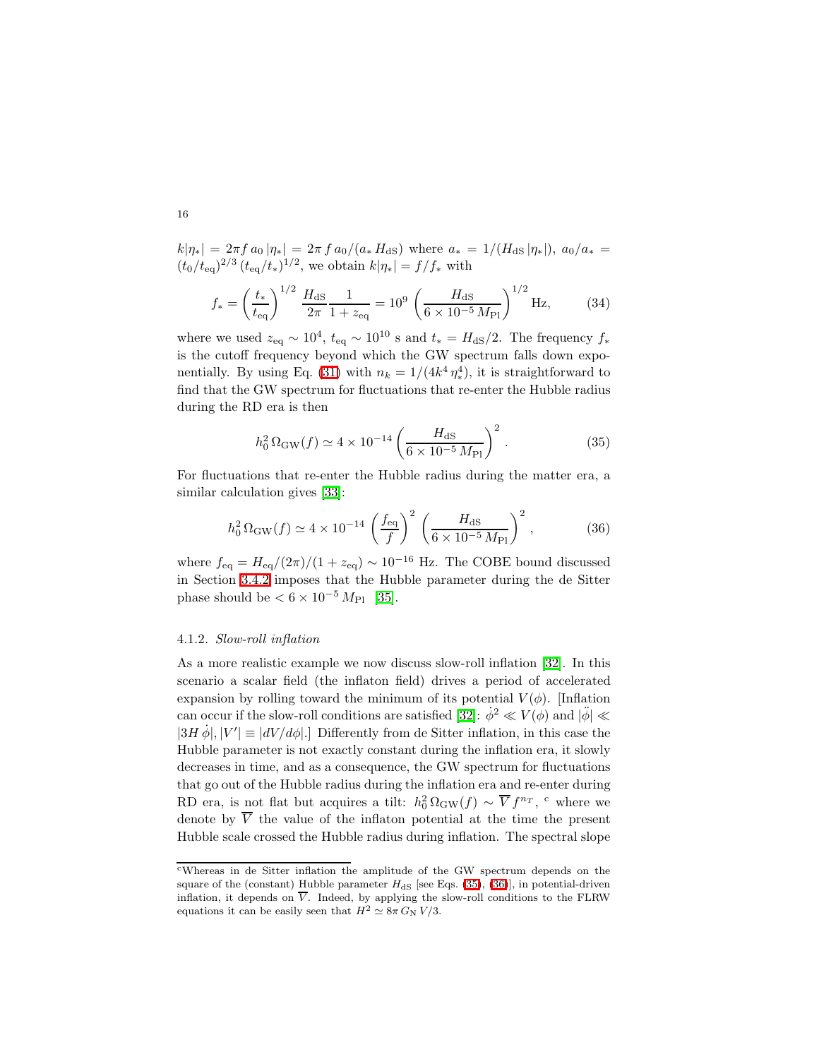$k|\eta_*| = 2\pi f\, a_0\, |\eta_*| = 2\pi\, f\, a_0/(a_*\, H_{\rm dS})$ where $a_* = 1/(H_{\rm dS}\, |\eta_*|)$, $a_0/a_* = (t_0/t_{\rm eq})^{2/3}\, (t_{\rm eq}/t_*)^{1/2}$, we obtain $k|\eta_*| = f/f_*$ with

$$f_* = \left(\frac{t_*}{t_{\rm eq}}\right)^{1/2} \frac{H_{\rm dS}}{2\pi} \frac{1}{1+z_{\rm eq}} = 10^9 \left(\frac{H_{\rm dS}}{6\times 10^{-5}\, M_{\rm Pl}}\right)^{1/2} \text{Hz}, \tag{34}$$

where we used $z_{\rm eq} \sim 10^4$, $t_{\rm eq} \sim 10^{10}$ s and $t_* = H_{\rm dS}/2$. The frequency $f_*$ is the cutoff frequency beyond which the GW spectrum falls down exponentially. By using Eq. (31) with $n_k = 1/(4k^4\, \eta_*^4)$, it is straightforward to find that the GW spectrum for fluctuations that re-enter the Hubble radius during the RD era is then

$$h_0^2\, \Omega_{\rm GW}(f) \simeq 4\times 10^{-14} \left(\frac{H_{\rm dS}}{6\times 10^{-5}\, M_{\rm Pl}}\right)^2 . \tag{35}$$

For fluctuations that re-enter the Hubble radius during the matter era, a similar calculation gives [33]:

$$h_0^2\, \Omega_{\rm GW}(f) \simeq 4\times 10^{-14} \left(\frac{f_{\rm eq}}{f}\right)^2 \left(\frac{H_{\rm dS}}{6\times 10^{-5}\, M_{\rm Pl}}\right)^2 , \tag{36}$$

where $f_{\rm eq} = H_{\rm eq}/(2\pi)/(1+z_{\rm eq}) \sim 10^{-16}$ Hz. The COBE bound discussed in Section 3.4.2 imposes that the Hubble parameter during the de Sitter phase should be $< 6\times 10^{-5}\, M_{\rm Pl}$ [35].

#### 4.1.2. *Slow-roll inflation*

As a more realistic example we now discuss slow-roll inflation [32]. In this scenario a scalar field (the inflaton field) drives a period of accelerated expansion by rolling toward the minimum of its potential $V(\phi)$. [Inflation can occur if the slow-roll conditions are satisfied [32]: $\dot{\phi}^2 \ll V(\phi)$ and $|\ddot{\phi}| \ll |3H\, \dot{\phi}|, |V'| \equiv |dV/d\phi|$.] Differently from de Sitter inflation, in this case the Hubble parameter is not exactly constant during the inflation era, it slowly decreases in time, and as a consequence, the GW spectrum for fluctuations that go out of the Hubble radius during the inflation era and re-enter during RD era, is not flat but acquires a tilt: $h_0^2\, \Omega_{\rm GW}(f) \sim \overline{V}\, f^{n_T}$, [c] where we denote by $\overline{V}$ the value of the inflaton potential at the time the present Hubble scale crossed the Hubble radius during inflation. The spectral slope

[c] Whereas in de Sitter inflation the amplitude of the GW spectrum depends on the square of the (constant) Hubble parameter $H_{\rm dS}$ [see Eqs. (35), (36)], in potential-driven inflation, it depends on $\overline{V}$. Indeed, by applying the slow-roll conditions to the FLRW equations it can be easily seen that $H^2 \simeq 8\pi\, G_{\rm N}\, V/3$.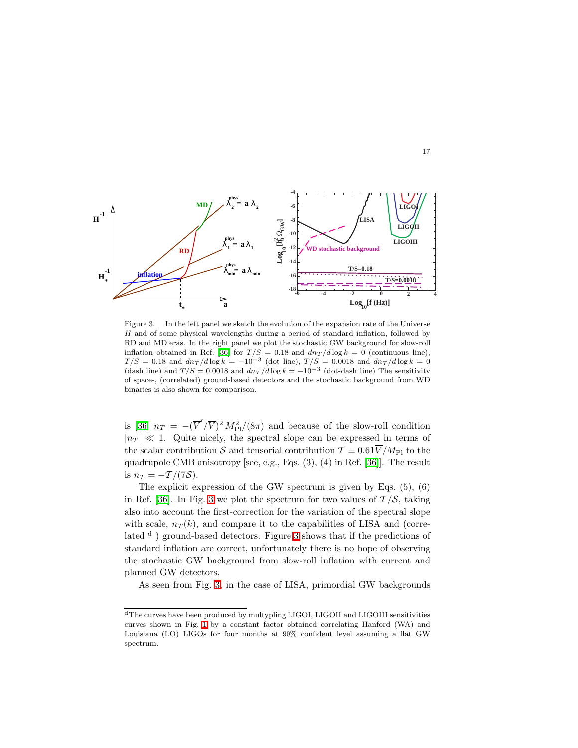Figure 3. In the left panel we sketch the evolution of the expansion rate of the Universe $H$ and of some physical wavelengths during a period of standard inflation, followed by RD and MD eras. In the right panel we plot the stochastic GW background for slow-roll inflation obtained in Ref. [36] for $T/S = 0.18$ and $dn_T/d\log k = 0$ (continuous line), $T/S = 0.18$ and $dn_T/d\log k = -10^{-3}$ (dot line), $T/S = 0.0018$ and $dn_T/d\log k = 0$ (dash line) and $T/S = 0.0018$ and $dn_T/d\log k = -10^{-3}$ (dot-dash line) The sensitivity of space-, (correlated) ground-based detectors and the stochastic background from WD binaries is also shown for comparison.

is [36] $n_T = -(\overline{V}'/\overline{V})^2\, M_{\rm Pl}^2/(8\pi)$ and because of the slow-roll condition $|n_T| \ll 1$. Quite nicely, the spectral slope can be expressed in terms of the scalar contribution $\mathcal{S}$ and tensorial contribution $\mathcal{T} \equiv 0.61\overline{V}/M_{\rm Pl}$ to the quadrupole CMB anisotropy [see, e.g., Eqs. (3), (4) in Ref. [36]]. The result is $n_T = -\mathcal{T}/(7\mathcal{S})$.

The explicit expression of the GW spectrum is given by Eqs. (5), (6) in Ref. [36]. In Fig. 3 we plot the spectrum for two values of $\mathcal{T}/\mathcal{S}$, taking also into account the first-correction for the variation of the spectral slope with scale, $n_T(k)$, and compare it to the capabilities of LISA and (correlated [d]) ground-based detectors. Figure 3 shows that if the predictions of standard inflation are correct, unfortunately there is no hope of observing the stochastic GW background from slow-roll inflation with current and planned GW detectors.

As seen from Fig. 3, in the case of LISA, primordial GW backgrounds

[d] The curves have been produced by multypling LIGOI, LIGOII and LIGOIII sensitivities curves shown in Fig. 1 by a constant factor obtained correlating Hanford (WA) and Louisiana (LO) LIGOs for four months at 90% confident level assuming a flat GW spectrum.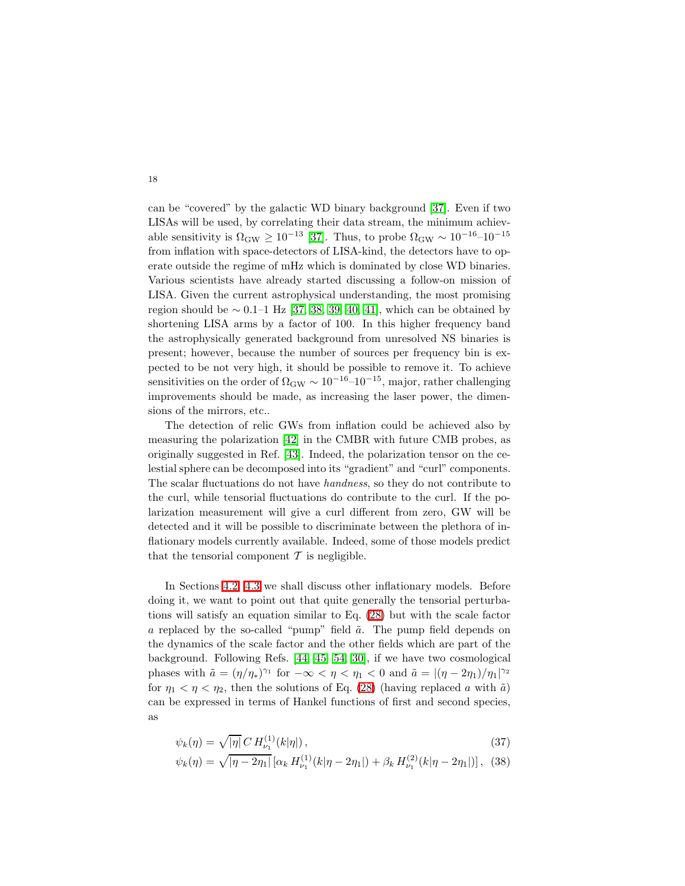can be "covered" by the galactic WD binary background [37]. Even if two LISAs will be used, by correlating their data stream, the minimum achievable sensitivity is $\Omega_{\rm GW} \geq 10^{-13}$ [37]. Thus, to probe $\Omega_{\rm GW} \sim 10^{-16}$–$10^{-15}$ from inflation with space-detectors of LISA-kind, the detectors have to operate outside the regime of mHz which is dominated by close WD binaries. Various scientists have already started discussing a follow-on mission of LISA. Given the current astrophysical understanding, the most promising region should be $\sim 0.1$–$1$ Hz [37, 38, 39, 40, 41], which can be obtained by shortening LISA arms by a factor of 100. In this higher frequency band the astrophysically generated background from unresolved NS binaries is present; however, because the number of sources per frequency bin is expected to be not very high, it should be possible to remove it. To achieve sensitivities on the order of $\Omega_{\rm GW} \sim 10^{-16}$–$10^{-15}$, major, rather challenging improvements should be made, as increasing the laser power, the dimensions of the mirrors, etc..

The detection of relic GWs from inflation could be achieved also by measuring the polarization [42] in the CMBR with future CMB probes, as originally suggested in Ref. [43]. Indeed, the polarization tensor on the celestial sphere can be decomposed into its "gradient" and "curl" components. The scalar fluctuations do not have *handness*, so they do not contribute to the curl, while tensorial fluctuations do contribute to the curl. If the polarization measurement will give a curl different from zero, GW will be detected and it will be possible to discriminate between the plethora of inflationary models currently available. Indeed, some of those models predict that the tensorial component $\mathcal{T}$ is negligible.

In Sections 4.2, 4.3 we shall discuss other inflationary models. Before doing it, we want to point out that quite generally the tensorial perturbations will satisfy an equation similar to Eq. (28) but with the scale factor $a$ replaced by the so-called "pump" field $\tilde{a}$. The pump field depends on the dynamics of the scale factor and the other fields which are part of the background. Following Refs. [44, 45, 54, 30], if we have two cosmological phases with $\tilde{a} = (\eta/\eta_*)^{\gamma_1}$ for $-\infty < \eta < \eta_1 < 0$ and $\tilde{a} = |(\eta - 2\eta_1)/\eta_1|^{\gamma_2}$ for $\eta_1 < \eta < \eta_2$, then the solutions of Eq. (28) (having replaced $a$ with $\tilde{a}$) can be expressed in terms of Hankel functions of first and second species, as

$$\psi_k(\eta) = \sqrt{|\eta|}\, C\, H^{(1)}_{\nu_1}(k|\eta|)\,, \tag{37}$$

$$\psi_k(\eta) = \sqrt{|\eta - 2\eta_1|}\, [\alpha_k\, H^{(1)}_{\nu_1}(k|\eta - 2\eta_1|) + \beta_k\, H^{(2)}_{\nu_1}(k|\eta - 2\eta_1|)]\,, \tag{38}$$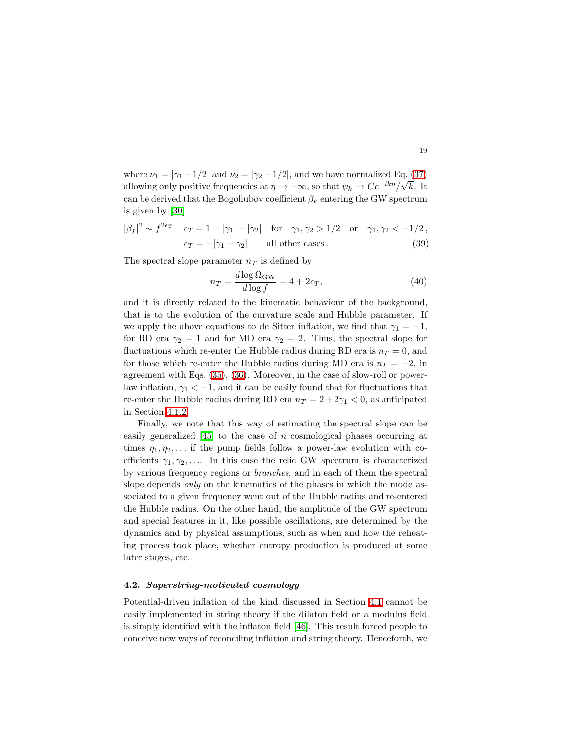where $\nu_1 = |\gamma_1 - 1/2|$ and $\nu_2 = |\gamma_2 - 1/2|$, and we have normalized Eq. (37) allowing only positive frequencies at $\eta \to -\infty$, so that $\psi_k \to C e^{-ik\eta}/\sqrt{k}$. It can be derived that the Bogoliubov coefficient $\beta_k$ entering the GW spectrum is given by [30]

$$
|\beta_f|^2 \sim f^{2\epsilon_T} \quad \epsilon_T = 1 - |\gamma_1| - |\gamma_2| \quad \text{for} \quad \gamma_1, \gamma_2 > 1/2 \quad \text{or} \quad \gamma_1, \gamma_2 < -1/2\,,
$$
$$
\epsilon_T = -|\gamma_1 - \gamma_2| \qquad \text{all other cases}\,. \tag{39}
$$

The spectral slope parameter $n_T$ is defined by

$$
n_T = \frac{d \log \Omega_{\rm GW}}{d \log f} = 4 + 2\epsilon_T, \tag{40}
$$

and it is directly related to the kinematic behaviour of the background, that is to the evolution of the curvature scale and Hubble parameter. If we apply the above equations to de Sitter inflation, we find that $\gamma_1 = -1$, for RD era $\gamma_2 = 1$ and for MD era $\gamma_2 = 2$. Thus, the spectral slope for fluctuations which re-enter the Hubble radius during RD era is $n_T = 0$, and for those which re-enter the Hubble radius during MD era is $n_T = -2$, in agreement with Eqs. (35), (36). Moreover, in the case of slow-roll or power-law inflation, $\gamma_1 < -1$, and it can be easily found that for fluctuations that re-enter the Hubble radius during RD era $n_T = 2 + 2\gamma_1 < 0$, as anticipated in Section 4.1.2.

Finally, we note that this way of estimating the spectral slope can be easily generalized [45] to the case of $n$ cosmological phases occurring at times $\eta_1, \eta_2, \ldots$ if the pump fields follow a power-law evolution with coefficients $\gamma_1, \gamma_2, \ldots$. In this case the relic GW spectrum is characterized by various frequency regions or *branches*, and in each of them the spectral slope depends *only* on the kinematics of the phases in which the mode associated to a given frequency went out of the Hubble radius and re-entered the Hubble radius. On the other hand, the amplitude of the GW spectrum and special features in it, like possible oscillations, are determined by the dynamics and by physical assumptions, such as when and how the reheating process took place, whether entropy production is produced at some later stages, etc..

### 4.2. *Superstring-motivated cosmology*

Potential-driven inflation of the kind discussed in Section 4.1 cannot be easily implemented in string theory if the dilaton field or a modulus field is simply identified with the inflaton field [46]. This result forced people to conceive new ways of reconciling inflation and string theory. Henceforth, we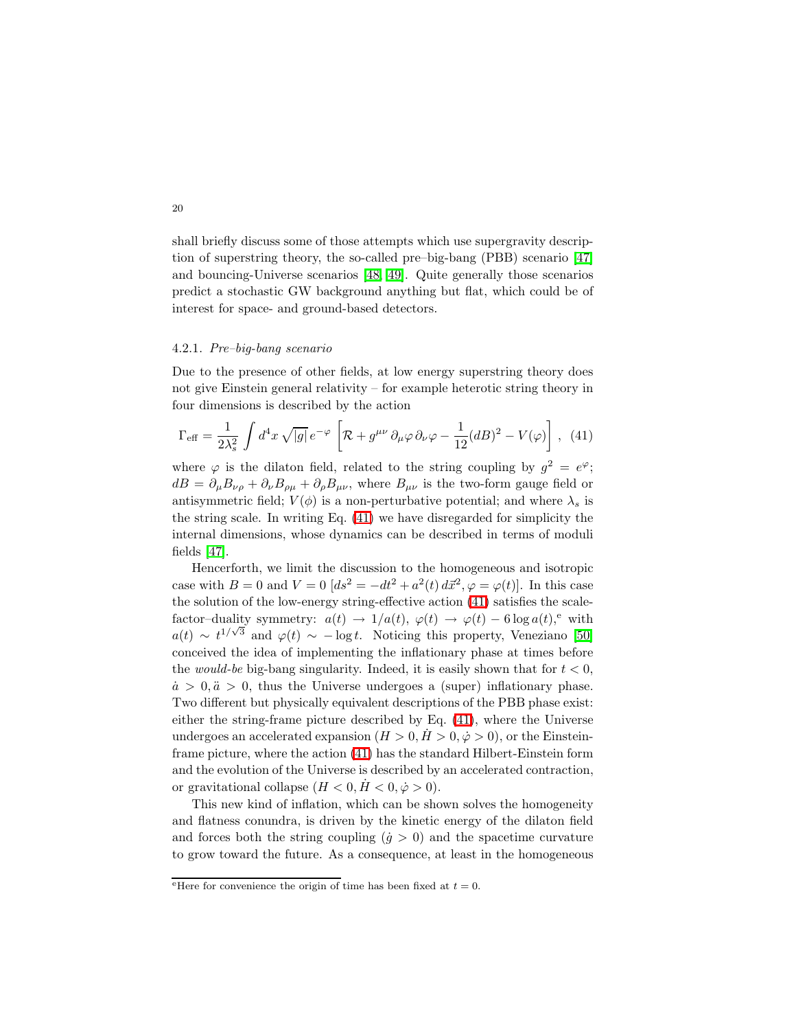shall briefly discuss some of those attempts which use supergravity description of superstring theory, the so-called pre–big-bang (PBB) scenario [47] and bouncing-Universe scenarios [48, 49]. Quite generally those scenarios predict a stochastic GW background anything but flat, which could be of interest for space- and ground-based detectors.

#### 4.2.1. *Pre–big-bang scenario*

Due to the presence of other fields, at low energy superstring theory does not give Einstein general relativity – for example heterotic string theory in four dimensions is described by the action

$$\Gamma_{\rm eff} = \frac{1}{2\lambda_s^2} \int d^4x \, \sqrt{|g|} \, e^{-\varphi} \left[ \mathcal{R} + g^{\mu\nu} \, \partial_\mu \varphi \, \partial_\nu \varphi - \frac{1}{12} (dB)^2 - V(\varphi) \right] \,, \quad (41)$$

where $\varphi$ is the dilaton field, related to the string coupling by $g^2 = e^{\varphi}$; $dB = \partial_\mu B_{\nu\rho} + \partial_\nu B_{\rho\mu} + \partial_\rho B_{\mu\nu}$, where $B_{\mu\nu}$ is the two-form gauge field or antisymmetric field; $V(\phi)$ is a non-perturbative potential; and where $\lambda_s$ is the string scale. In writing Eq. (41) we have disregarded for simplicity the internal dimensions, whose dynamics can be described in terms of moduli fields [47].

Hencerforth, we limit the discussion to the homogeneous and isotropic case with $B = 0$ and $V = 0$ $[ds^2 = -dt^2 + a^2(t)\, d\vec{x}^2, \varphi = \varphi(t)]$. In this case the solution of the low-energy string-effective action (41) satisfies the scale-factor–duality symmetry: $a(t) \to 1/a(t)$, $\varphi(t) \to \varphi(t) - 6 \log a(t)$,[e] with $a(t) \sim t^{1/\sqrt{3}}$ and $\varphi(t) \sim -\log t$. Noticing this property, Veneziano [50] conceived the idea of implementing the inflationary phase at times before the *would-be* big-bang singularity. Indeed, it is easily shown that for $t < 0$, $\dot{a} > 0, \ddot{a} > 0$, thus the Universe undergoes a (super) inflationary phase. Two different but physically equivalent descriptions of the PBB phase exist: either the string-frame picture described by Eq. (41), where the Universe undergoes an accelerated expansion ($H > 0, \dot{H} > 0, \dot{\varphi} > 0$), or the Einstein-frame picture, where the action (41) has the standard Hilbert-Einstein form and the evolution of the Universe is described by an accelerated contraction, or gravitational collapse ($H < 0, \dot{H} < 0, \dot{\varphi} > 0$).

This new kind of inflation, which can be shown solves the homogeneity and flatness conundra, is driven by the kinetic energy of the dilaton field and forces both the string coupling ($\dot{g} > 0$) and the spacetime curvature to grow toward the future. As a consequence, at least in the homogeneous

[e] Here for convenience the origin of time has been fixed at $t = 0$.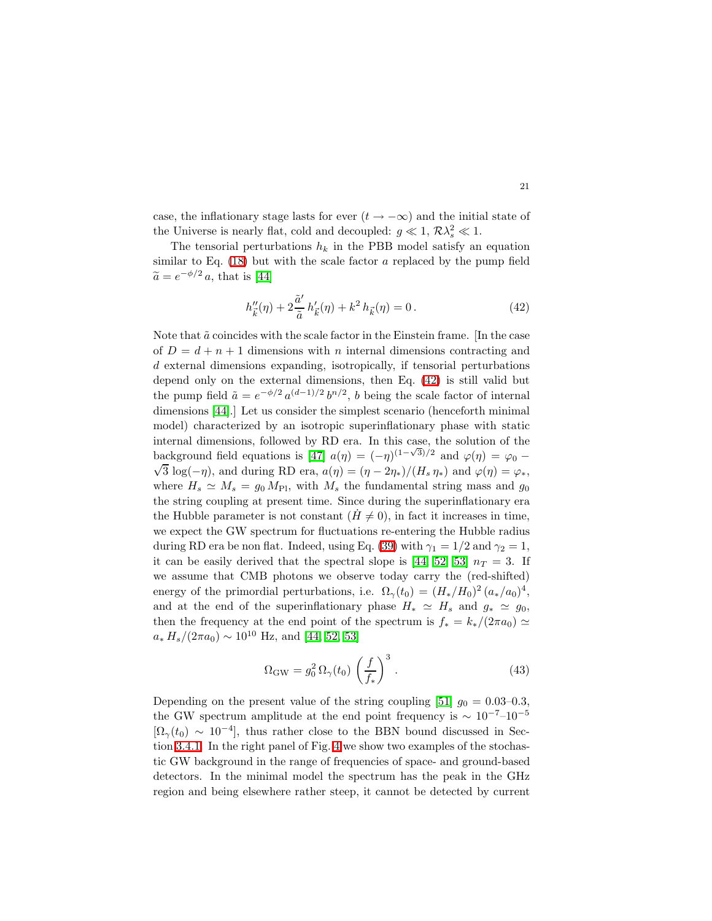case, the inflationary stage lasts for ever ($t \to -\infty$) and the initial state of the Universe is nearly flat, cold and decoupled: $g \ll 1$, $\mathcal{R}\lambda_s^2 \ll 1$.

The tensorial perturbations $h_k$ in the PBB model satisfy an equation similar to Eq. (18) but with the scale factor $a$ replaced by the pump field $\widetilde{a} = e^{-\phi/2}\, a$, that is [44]

$$h''_{\vec{k}}(\eta) + 2\frac{\tilde{a}'}{\tilde{a}}\, h'_{\vec{k}}(\eta) + k^2\, h_{\vec{k}}(\eta) = 0\,. \tag{42}$$

Note that $\tilde{a}$ coincides with the scale factor in the Einstein frame. [In the case of $D = d + n + 1$ dimensions with $n$ internal dimensions contracting and $d$ external dimensions expanding, isotropically, if tensorial perturbations depend only on the external dimensions, then Eq. (42) is still valid but the pump field $\tilde{a} = e^{-\phi/2}\, a^{(d-1)/2}\, b^{n/2}$, $b$ being the scale factor of internal dimensions [44].] Let us consider the simplest scenario (henceforth minimal model) characterized by an isotropic superinflationary phase with static internal dimensions, followed by RD era. In this case, the solution of the background field equations is [47] $a(\eta) = (-\eta)^{(1-\sqrt{3})/2}$ and $\varphi(\eta) = \varphi_0 - \sqrt{3}\,\log(-\eta)$, and during RD era, $a(\eta) = (\eta - 2\eta_*)/(H_s\,\eta_*)$ and $\varphi(\eta) = \varphi_*$, where $H_s \simeq M_s = g_0\, M_{\rm Pl}$, with $M_s$ the fundamental string mass and $g_0$ the string coupling at present time. Since during the superinflationary era the Hubble parameter is not constant ($\dot{H} \neq 0$), in fact it increases in time, we expect the GW spectrum for fluctuations re-entering the Hubble radius during RD era be non flat. Indeed, using Eq. (39) with $\gamma_1 = 1/2$ and $\gamma_2 = 1$, it can be easily derived that the spectral slope is [44, 52, 53] $n_T = 3$. If we assume that CMB photons we observe today carry the (red-shifted) energy of the primordial perturbations, i.e. $\Omega_\gamma(t_0) = (H_*/H_0)^2\,(a_*/a_0)^4$, and at the end of the superinflationary phase $H_* \simeq H_s$ and $g_* \simeq g_0$, then the frequency at the end point of the spectrum is $f_* = k_*/(2\pi a_0) \simeq a_*\, H_s/(2\pi a_0) \sim 10^{10}$ Hz, and [44, 52, 53]

$$\Omega_{\rm GW} = g_0^2\, \Omega_\gamma(t_0)\, \left(\frac{f}{f_*}\right)^3\,. \tag{43}$$

Depending on the present value of the string coupling [51] $g_0 = 0.03$–$0.3$, the GW spectrum amplitude at the end point frequency is $\sim 10^{-7}$–$10^{-5}$ [$\Omega_\gamma(t_0) \sim 10^{-4}$], thus rather close to the BBN bound discussed in Section 3.4.1. In the right panel of Fig. 4 we show two examples of the stochastic GW background in the range of frequencies of space- and ground-based detectors. In the minimal model the spectrum has the peak in the GHz region and being elsewhere rather steep, it cannot be detected by current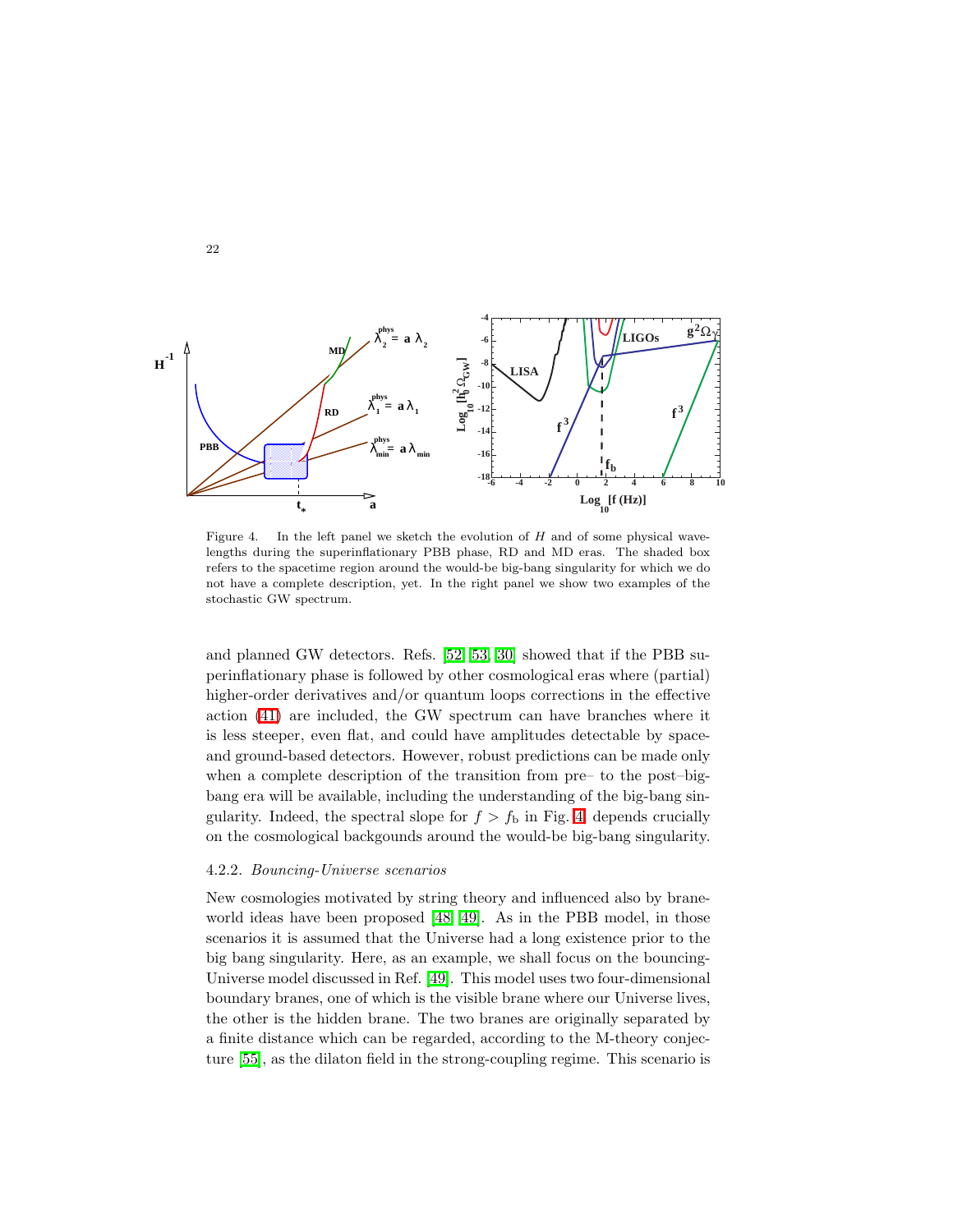Figure 4. In the left panel we sketch the evolution of $H$ and of some physical wavelengths during the superinflationary PBB phase, RD and MD eras. The shaded box refers to the spacetime region around the would-be big-bang singularity for which we do not have a complete description, yet. In the right panel we show two examples of the stochastic GW spectrum.

and planned GW detectors. Refs. [52, 53, 30] showed that if the PBB superinflationary phase is followed by other cosmological eras where (partial) higher-order derivatives and/or quantum loops corrections in the effective action (41) are included, the GW spectrum can have branches where it is less steeper, even flat, and could have amplitudes detectable by space- and ground-based detectors. However, robust predictions can be made only when a complete description of the transition from pre– to the post–big-bang era will be available, including the understanding of the big-bang singularity. Indeed, the spectral slope for $f > f_{\rm b}$ in Fig. 4, depends crucially on the cosmological backgounds around the would-be big-bang singularity.

### 4.2.2. *Bouncing-Universe scenarios*

New cosmologies motivated by string theory and influenced also by brane-world ideas have been proposed [48, 49]. As in the PBB model, in those scenarios it is assumed that the Universe had a long existence prior to the big bang singularity. Here, as an example, we shall focus on the bouncing-Universe model discussed in Ref. [49]. This model uses two four-dimensional boundary branes, one of which is the visible brane where our Universe lives, the other is the hidden brane. The two branes are originally separated by a finite distance which can be regarded, according to the M-theory conjecture [55], as the dilaton field in the strong-coupling regime. This scenario is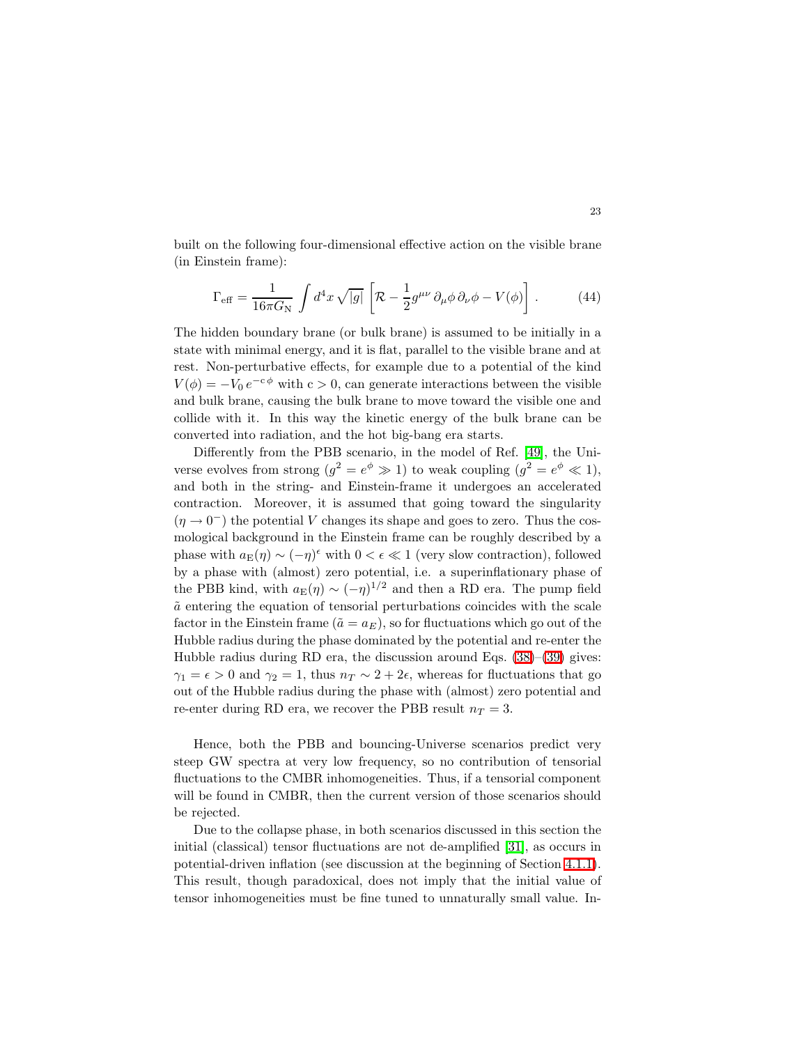built on the following four-dimensional effective action on the visible brane (in Einstein frame):

$$\Gamma_{\rm eff} = \frac{1}{16\pi G_{\rm N}} \int d^4x \sqrt{|g|} \left[\mathcal{R} - \frac{1}{2} g^{\mu\nu}\, \partial_\mu\phi\, \partial_\nu\phi - V(\phi)\right] . \tag{44}$$

The hidden boundary brane (or bulk brane) is assumed to be initially in a state with minimal energy, and it is flat, parallel to the visible brane and at rest. Non-perturbative effects, for example due to a potential of the kind $V(\phi) = -V_0\, e^{-{\rm c}\,\phi}$ with ${\rm c} > 0$, can generate interactions between the visible and bulk brane, causing the bulk brane to move toward the visible one and collide with it. In this way the kinetic energy of the bulk brane can be converted into radiation, and the hot big-bang era starts.

Differently from the PBB scenario, in the model of Ref. [49], the Universe evolves from strong ($g^2 = e^\phi \gg 1$) to weak coupling ($g^2 = e^\phi \ll 1$), and both in the string- and Einstein-frame it undergoes an accelerated contraction. Moreover, it is assumed that going toward the singularity ($\eta \to 0^-$) the potential $V$ changes its shape and goes to zero. Thus the cosmological background in the Einstein frame can be roughly described by a phase with $a_{\rm E}(\eta) \sim (-\eta)^\epsilon$ with $0 < \epsilon \ll 1$ (very slow contraction), followed by a phase with (almost) zero potential, i.e. a superinflationary phase of the PBB kind, with $a_{\rm E}(\eta) \sim (-\eta)^{1/2}$ and then a RD era. The pump field $\tilde{a}$ entering the equation of tensorial perturbations coincides with the scale factor in the Einstein frame ($\tilde{a} = a_E$), so for fluctuations which go out of the Hubble radius during the phase dominated by the potential and re-enter the Hubble radius during RD era, the discussion around Eqs. (38)–(39) gives: $\gamma_1 = \epsilon > 0$ and $\gamma_2 = 1$, thus $n_T \sim 2 + 2\epsilon$, whereas for fluctuations that go out of the Hubble radius during the phase with (almost) zero potential and re-enter during RD era, we recover the PBB result $n_T = 3$.

Hence, both the PBB and bouncing-Universe scenarios predict very steep GW spectra at very low frequency, so no contribution of tensorial fluctuations to the CMBR inhomogeneities. Thus, if a tensorial component will be found in CMBR, then the current version of those scenarios should be rejected.

Due to the collapse phase, in both scenarios discussed in this section the initial (classical) tensor fluctuations are not de-amplified [31], as occurs in potential-driven inflation (see discussion at the beginning of Section 4.1.1). This result, though paradoxical, does not imply that the initial value of tensor inhomogeneities must be fine tuned to unnaturally small value. In-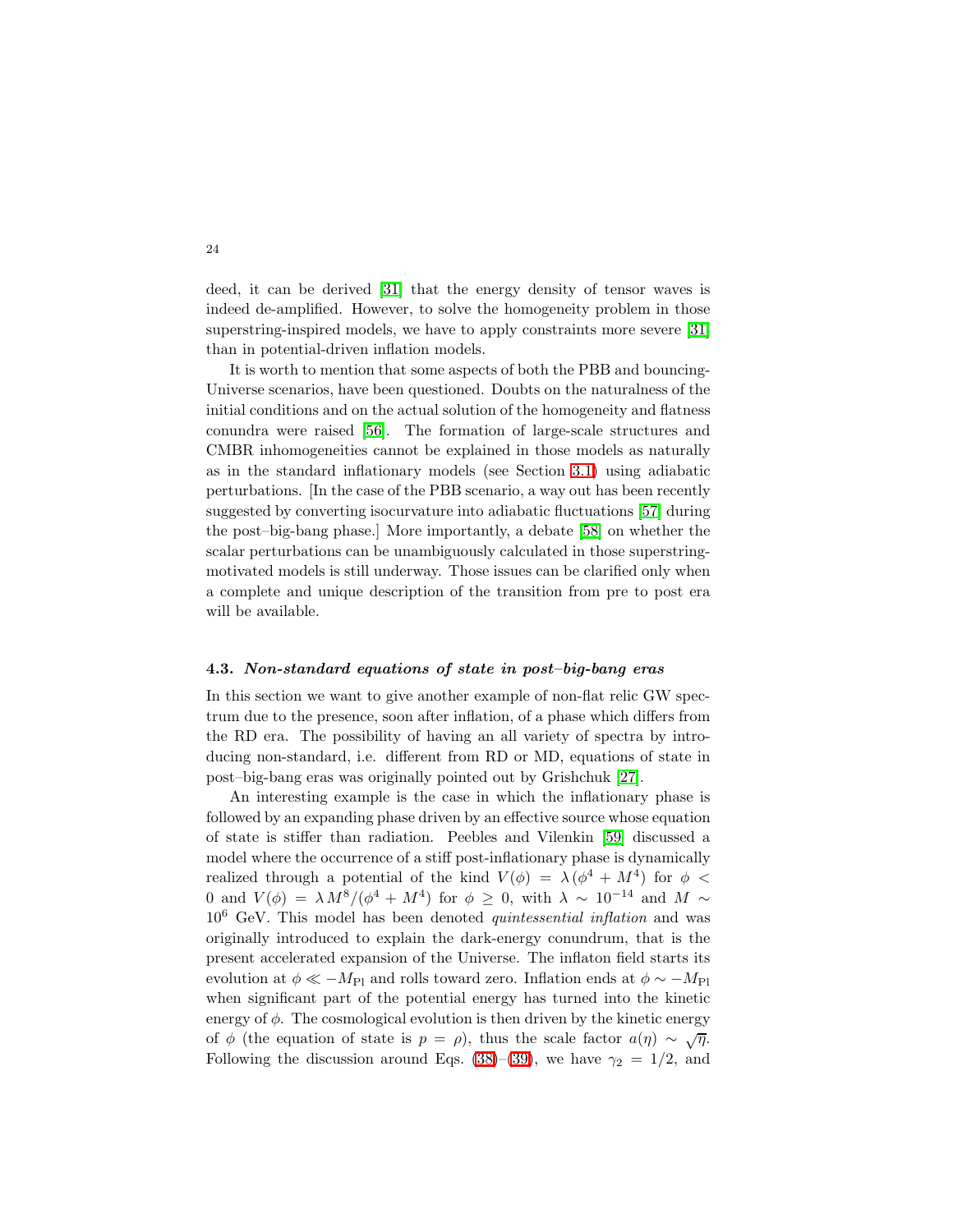deed, it can be derived [31] that the energy density of tensor waves is indeed de-amplified. However, to solve the homogeneity problem in those superstring-inspired models, we have to apply constraints more severe [31] than in potential-driven inflation models.

It is worth to mention that some aspects of both the PBB and bouncing-Universe scenarios, have been questioned. Doubts on the naturalness of the initial conditions and on the actual solution of the homogeneity and flatness conundra were raised [56]. The formation of large-scale structures and CMBR inhomogeneities cannot be explained in those models as naturally as in the standard inflationary models (see Section 3.1) using adiabatic perturbations. [In the case of the PBB scenario, a way out has been recently suggested by converting isocurvature into adiabatic fluctuations [57] during the post–big-bang phase.] More importantly, a debate [58] on whether the scalar perturbations can be unambiguously calculated in those superstring-motivated models is still underway. Those issues can be clarified only when a complete and unique description of the transition from pre to post era will be available.

### 4.3. *Non-standard equations of state in post–big-bang eras*

In this section we want to give another example of non-flat relic GW spectrum due to the presence, soon after inflation, of a phase which differs from the RD era. The possibility of having an all variety of spectra by introducing non-standard, i.e. different from RD or MD, equations of state in post–big-bang eras was originally pointed out by Grishchuk [27].

An interesting example is the case in which the inflationary phase is followed by an expanding phase driven by an effective source whose equation of state is stiffer than radiation. Peebles and Vilenkin [59] discussed a model where the occurrence of a stiff post-inflationary phase is dynamically realized through a potential of the kind $V(\phi) = \lambda(\phi^4 + M^4)$ for $\phi < 0$ and $V(\phi) = \lambda M^8/(\phi^4 + M^4)$ for $\phi \geq 0$, with $\lambda \sim 10^{-14}$ and $M \sim 10^6$ GeV. This model has been denoted *quintessential inflation* and was originally introduced to explain the dark-energy conundrum, that is the present accelerated expansion of the Universe. The inflaton field starts its evolution at $\phi \ll -M_{\rm Pl}$ and rolls toward zero. Inflation ends at $\phi \sim -M_{\rm Pl}$ when significant part of the potential energy has turned into the kinetic energy of $\phi$. The cosmological evolution is then driven by the kinetic energy of $\phi$ (the equation of state is $p = \rho$), thus the scale factor $a(\eta) \sim \sqrt{\eta}$. Following the discussion around Eqs. (38)–(39), we have $\gamma_2 = 1/2$, and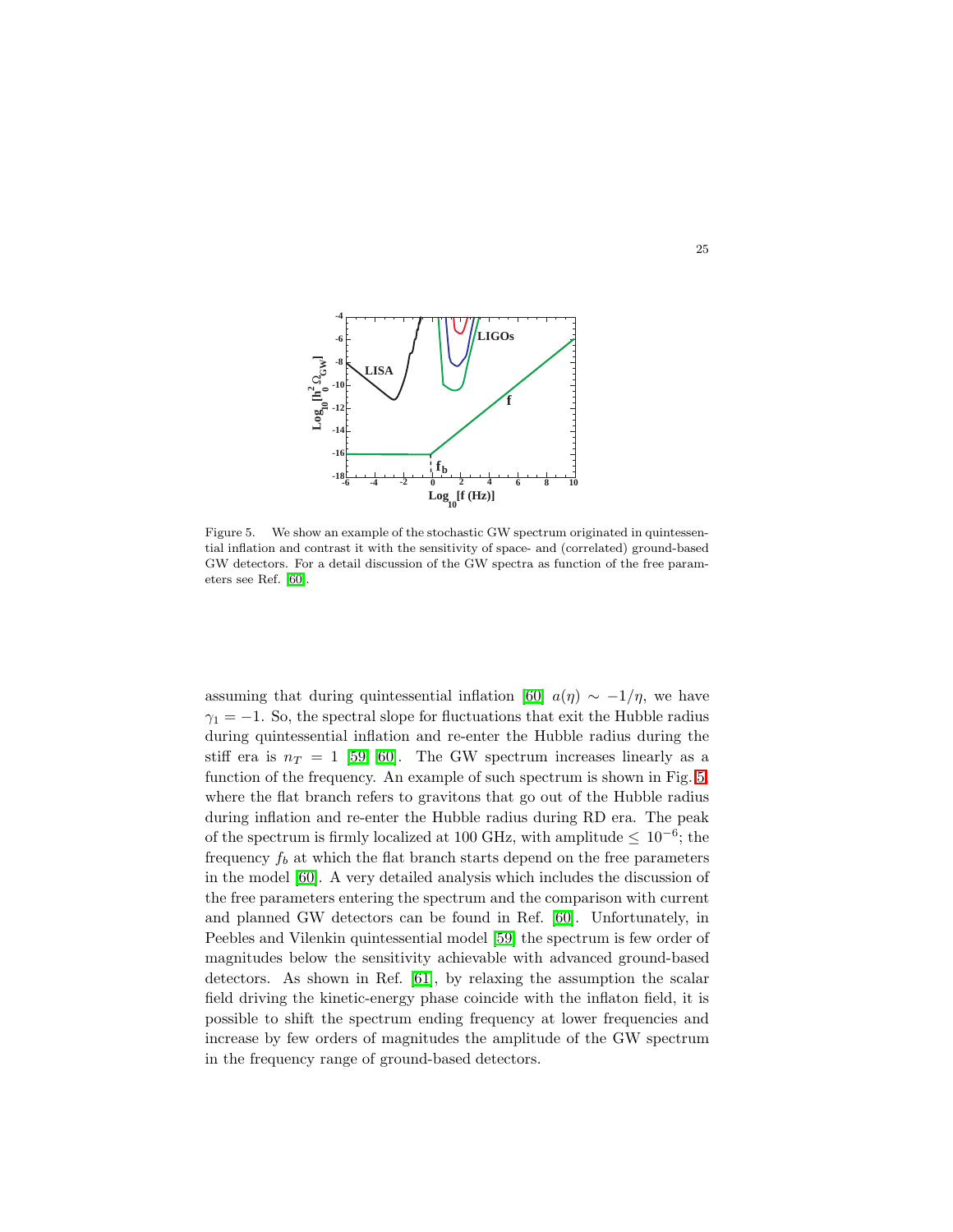Figure 5. We show an example of the stochastic GW spectrum originated in quintessential inflation and contrast it with the sensitivity of space- and (correlated) ground-based GW detectors. For a detail discussion of the GW spectra as function of the free parameters see Ref. [60].

assuming that during quintessential inflation [60] $a(\eta) \sim -1/\eta$, we have $\gamma_1 = -1$. So, the spectral slope for fluctuations that exit the Hubble radius during quintessential inflation and re-enter the Hubble radius during the stiff era is $n_T = 1$ [59] [60]. The GW spectrum increases linearly as a function of the frequency. An example of such spectrum is shown in Fig. 5, where the flat branch refers to gravitons that go out of the Hubble radius during inflation and re-enter the Hubble radius during RD era. The peak of the spectrum is firmly localized at 100 GHz, with amplitude $\leq 10^{-6}$; the frequency $f_b$ at which the flat branch starts depend on the free parameters in the model [60]. A very detailed analysis which includes the discussion of the free parameters entering the spectrum and the comparison with current and planned GW detectors can be found in Ref. [60]. Unfortunately, in Peebles and Vilenkin quintessential model [59] the spectrum is few order of magnitudes below the sensitivity achievable with advanced ground-based detectors. As shown in Ref. [61], by relaxing the assumption the scalar field driving the kinetic-energy phase coincide with the inflaton field, it is possible to shift the spectrum ending frequency at lower frequencies and increase by few orders of magnitudes the amplitude of the GW spectrum in the frequency range of ground-based detectors.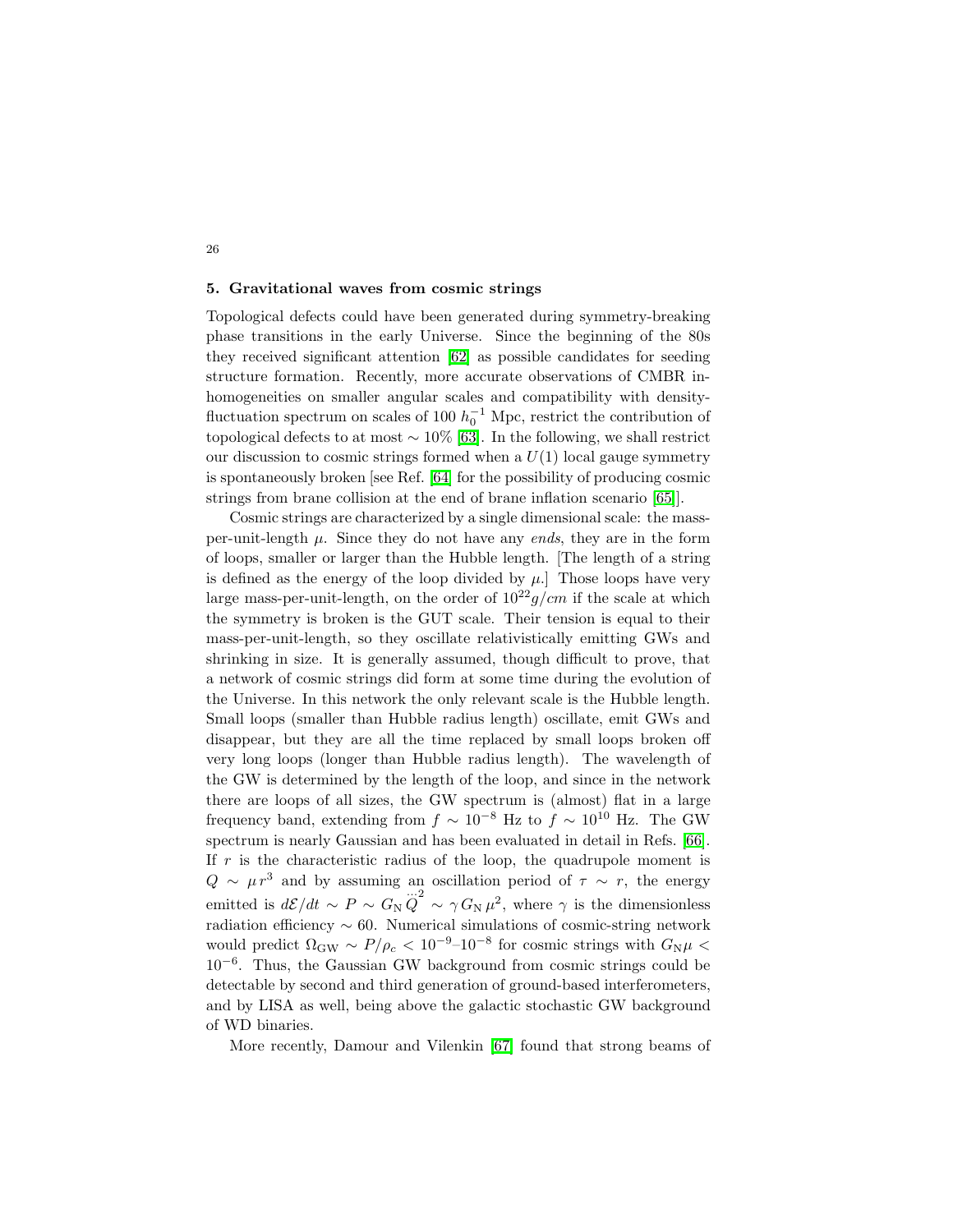## 5. Gravitational waves from cosmic strings

Topological defects could have been generated during symmetry-breaking phase transitions in the early Universe. Since the beginning of the 80s they received significant attention [62] as possible candidates for seeding structure formation. Recently, more accurate observations of CMBR inhomogeneities on smaller angular scales and compatibility with density-fluctuation spectrum on scales of 100 $h_0^{-1}$ Mpc, restrict the contribution of topological defects to at most $\sim 10\%$ [63]. In the following, we shall restrict our discussion to cosmic strings formed when a $U(1)$ local gauge symmetry is spontaneously broken [see Ref. [64] for the possibility of producing cosmic strings from brane collision at the end of brane inflation scenario [65]].

Cosmic strings are characterized by a single dimensional scale: the mass-per-unit-length $\mu$. Since they do not have any *ends*, they are in the form of loops, smaller or larger than the Hubble length. [The length of a string is defined as the energy of the loop divided by $\mu$.] Those loops have very large mass-per-unit-length, on the order of $10^{22} g/cm$ if the scale at which the symmetry is broken is the GUT scale. Their tension is equal to their mass-per-unit-length, so they oscillate relativistically emitting GWs and shrinking in size. It is generally assumed, though difficult to prove, that a network of cosmic strings did form at some time during the evolution of the Universe. In this network the only relevant scale is the Hubble length. Small loops (smaller than Hubble radius length) oscillate, emit GWs and disappear, but they are all the time replaced by small loops broken off very long loops (longer than Hubble radius length). The wavelength of the GW is determined by the length of the loop, and since in the network there are loops of all sizes, the GW spectrum is (almost) flat in a large frequency band, extending from $f \sim 10^{-8}$ Hz to $f \sim 10^{10}$ Hz. The GW spectrum is nearly Gaussian and has been evaluated in detail in Refs. [66]. If $r$ is the characteristic radius of the loop, the quadrupole moment is $Q \sim \mu r^3$ and by assuming an oscillation period of $\tau \sim r$, the energy emitted is $d\mathcal{E}/dt \sim P \sim G_{\rm N} \dddot{Q}^2 \sim \gamma G_{\rm N} \mu^2$, where $\gamma$ is the dimensionless radiation efficiency $\sim 60$. Numerical simulations of cosmic-string network would predict $\Omega_{\rm GW} \sim P/\rho_c < 10^{-9}$–$10^{-8}$ for cosmic strings with $G_{\rm N}\mu < 10^{-6}$. Thus, the Gaussian GW background from cosmic strings could be detectable by second and third generation of ground-based interferometers, and by LISA as well, being above the galactic stochastic GW background of WD binaries.

More recently, Damour and Vilenkin [67] found that strong beams of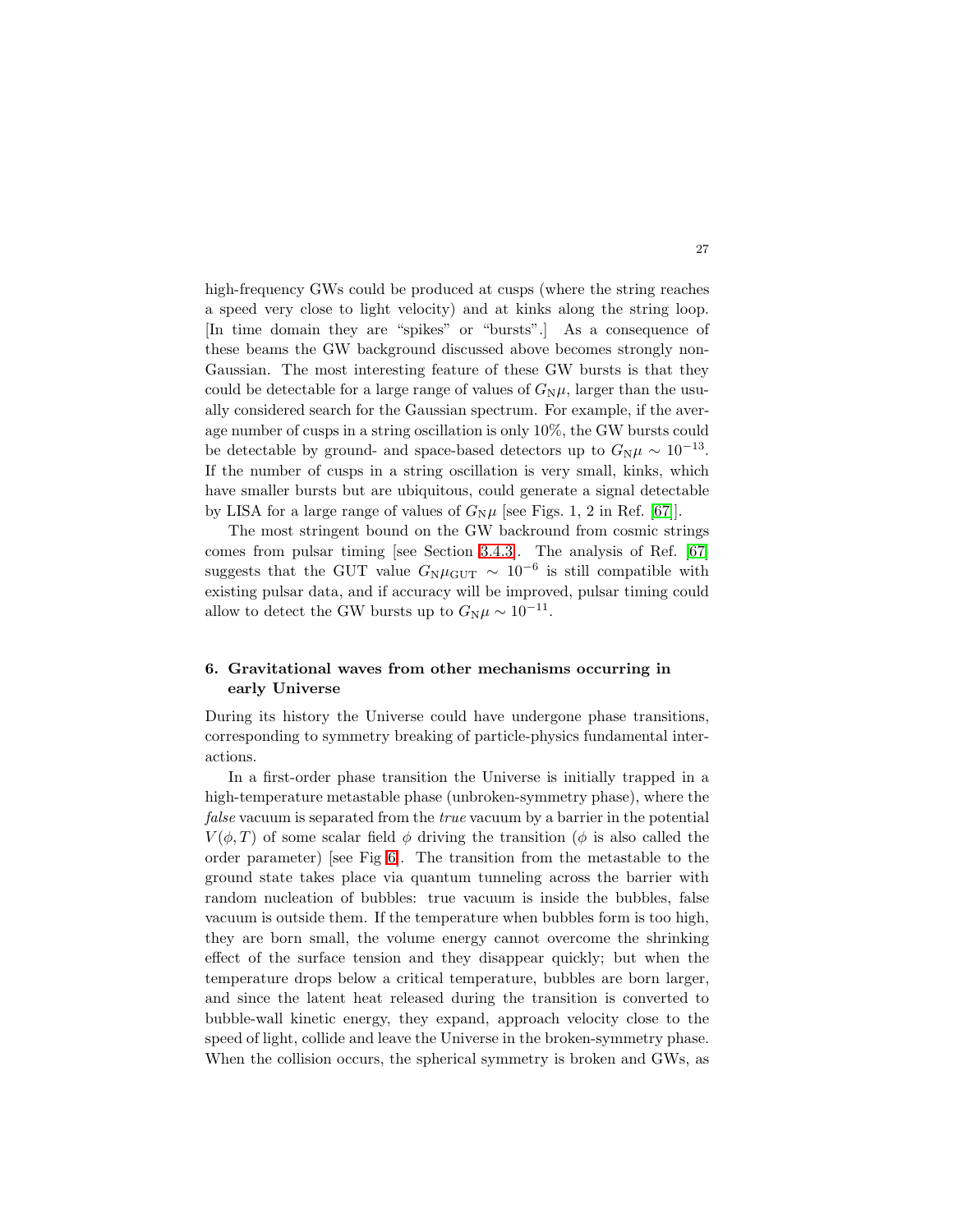high-frequency GWs could be produced at cusps (where the string reaches a speed very close to light velocity) and at kinks along the string loop. [In time domain they are "spikes" or "bursts".] As a consequence of these beams the GW background discussed above becomes strongly non-Gaussian. The most interesting feature of these GW bursts is that they could be detectable for a large range of values of $G_{\rm N}\mu$, larger than the usually considered search for the Gaussian spectrum. For example, if the average number of cusps in a string oscillation is only 10%, the GW bursts could be detectable by ground- and space-based detectors up to $G_{\rm N}\mu \sim 10^{-13}$. If the number of cusps in a string oscillation is very small, kinks, which have smaller bursts but are ubiquitous, could generate a signal detectable by LISA for a large range of values of $G_{\rm N}\mu$ [see Figs. 1, 2 in Ref. [67]].

The most stringent bound on the GW backround from cosmic strings comes from pulsar timing [see Section 3.4.3]. The analysis of Ref. [67] suggests that the GUT value $G_{\rm N}\mu_{\rm GUT} \sim 10^{-6}$ is still compatible with existing pulsar data, and if accuracy will be improved, pulsar timing could allow to detect the GW bursts up to $G_{\rm N}\mu \sim 10^{-11}$.

## 6. Gravitational waves from other mechanisms occurring in early Universe

During its history the Universe could have undergone phase transitions, corresponding to symmetry breaking of particle-physics fundamental interactions.

In a first-order phase transition the Universe is initially trapped in a high-temperature metastable phase (unbroken-symmetry phase), where the *false* vacuum is separated from the *true* vacuum by a barrier in the potential $V(\phi, T)$ of some scalar field $\phi$ driving the transition ($\phi$ is also called the order parameter) [see Fig 6]. The transition from the metastable to the ground state takes place via quantum tunneling across the barrier with random nucleation of bubbles: true vacuum is inside the bubbles, false vacuum is outside them. If the temperature when bubbles form is too high, they are born small, the volume energy cannot overcome the shrinking effect of the surface tension and they disappear quickly; but when the temperature drops below a critical temperature, bubbles are born larger, and since the latent heat released during the transition is converted to bubble-wall kinetic energy, they expand, approach velocity close to the speed of light, collide and leave the Universe in the broken-symmetry phase. When the collision occurs, the spherical symmetry is broken and GWs, as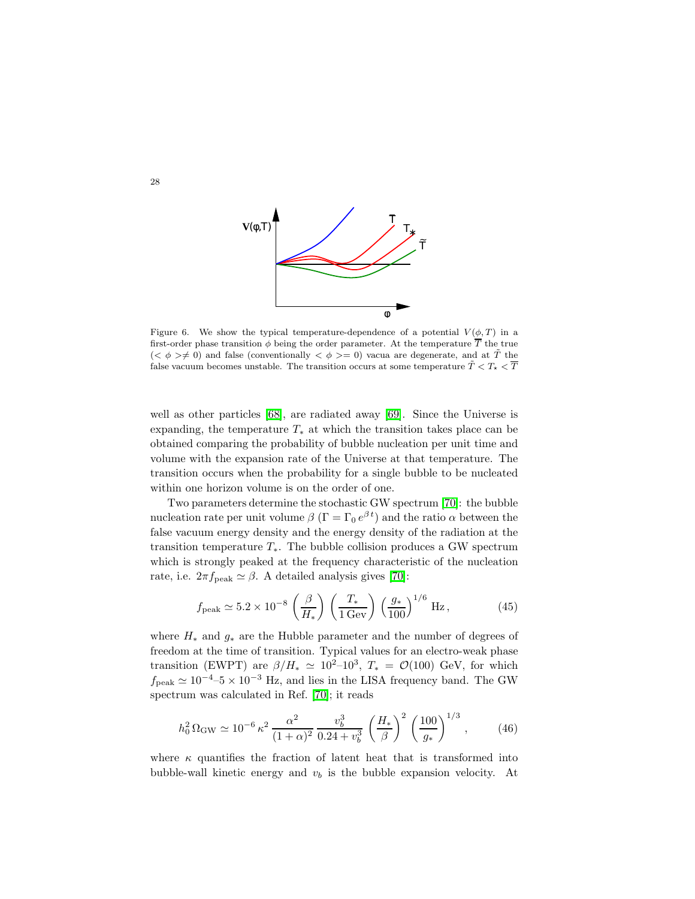Figure 6. We show the typical temperature-dependence of a potential $V(\phi, T)$ in a first-order phase transition $\phi$ being the order parameter. At the temperature $\overline{T}$ the true ($<\phi>\neq 0$) and false (conventionally $<\phi>= 0$) vacua are degenerate, and at $\tilde{T}$ the false vacuum becomes unstable. The transition occurs at some temperature $\tilde{T} < T_\star < \overline{T}$

well as other particles [68], are radiated away [69]. Since the Universe is expanding, the temperature $T_*$ at which the transition takes place can be obtained comparing the probability of bubble nucleation per unit time and volume with the expansion rate of the Universe at that temperature. The transition occurs when the probability for a single bubble to be nucleated within one horizon volume is on the order of one.

Two parameters determine the stochastic GW spectrum [70]: the bubble nucleation rate per unit volume $\beta$ ($\Gamma = \Gamma_0\, e^{\beta\, t}$) and the ratio $\alpha$ between the false vacuum energy density and the energy density of the radiation at the transition temperature $T_*$. The bubble collision produces a GW spectrum which is strongly peaked at the frequency characteristic of the nucleation rate, i.e. $2\pi f_{\rm peak} \simeq \beta$. A detailed analysis gives [70]:

$$f_{\rm peak} \simeq 5.2 \times 10^{-8} \left(\frac{\beta}{H_*}\right) \left(\frac{T_*}{1\,{\rm Gev}}\right) \left(\frac{g_*}{100}\right)^{1/6} {\rm Hz}\,, \tag{45}$$

where $H_*$ and $g_*$ are the Hubble parameter and the number of degrees of freedom at the time of transition. Typical values for an electro-weak phase transition (EWPT) are $\beta/H_* \simeq 10^2$–$10^3$, $T_* = \mathcal{O}(100)$ GeV, for which $f_{\rm peak} \simeq 10^{-4}$–$5 \times 10^{-3}$ Hz, and lies in the LISA frequency band. The GW spectrum was calculated in Ref. [70]; it reads

$$h_0^2\, \Omega_{\rm GW} \simeq 10^{-6}\, \kappa^2\, \frac{\alpha^2}{(1+\alpha)^2}\, \frac{v_b^3}{0.24 + v_b^3} \left(\frac{H_*}{\beta}\right)^2 \left(\frac{100}{g_*}\right)^{1/3}\,, \tag{46}$$

where $\kappa$ quantifies the fraction of latent heat that is transformed into bubble-wall kinetic energy and $v_b$ is the bubble expansion velocity. At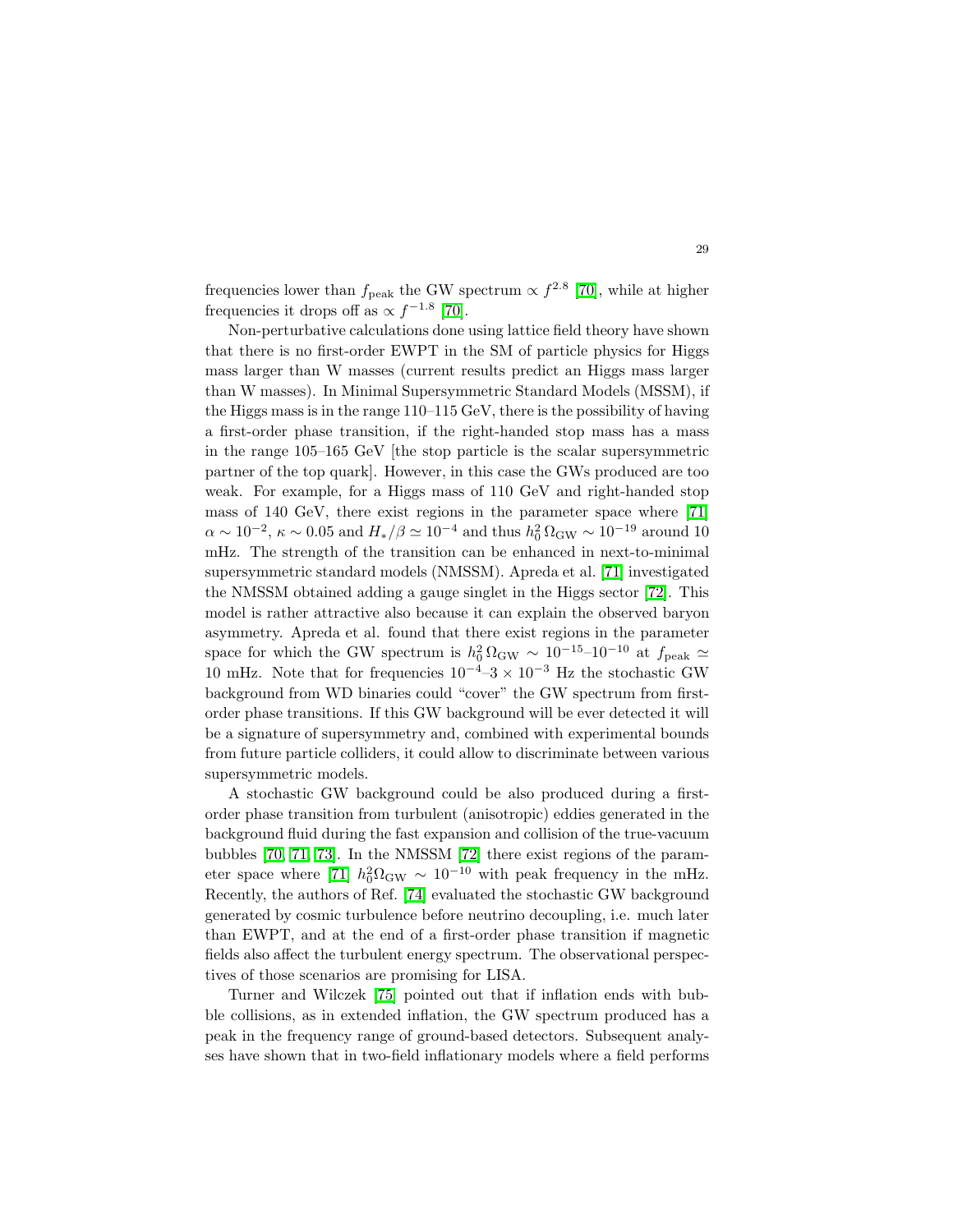frequencies lower than $f_{\rm peak}$ the GW spectrum $\propto f^{2.8}$ [70], while at higher frequencies it drops off as $\propto f^{-1.8}$ [70].

Non-perturbative calculations done using lattice field theory have shown that there is no first-order EWPT in the SM of particle physics for Higgs mass larger than W masses (current results predict an Higgs mass larger than W masses). In Minimal Supersymmetric Standard Models (MSSM), if the Higgs mass is in the range 110–115 GeV, there is the possibility of having a first-order phase transition, if the right-handed stop mass has a mass in the range 105–165 GeV [the stop particle is the scalar supersymmetric partner of the top quark]. However, in this case the GWs produced are too weak. For example, for a Higgs mass of 110 GeV and right-handed stop mass of 140 GeV, there exist regions in the parameter space where [71] $\alpha \sim 10^{-2}$, $\kappa \sim 0.05$ and $H_*/\beta \simeq 10^{-4}$ and thus $h_0^2\,\Omega_{\rm GW} \sim 10^{-19}$ around 10 mHz. The strength of the transition can be enhanced in next-to-minimal supersymmetric standard models (NMSSM). Apreda et al. [71] investigated the NMSSM obtained adding a gauge singlet in the Higgs sector [72]. This model is rather attractive also because it can explain the observed baryon asymmetry. Apreda et al. found that there exist regions in the parameter space for which the GW spectrum is $h_0^2\,\Omega_{\rm GW} \sim 10^{-15}$–$10^{-10}$ at $f_{\rm peak} \simeq$ 10 mHz. Note that for frequencies $10^{-4}$–$3 \times 10^{-3}$ Hz the stochastic GW background from WD binaries could "cover" the GW spectrum from first-order phase transitions. If this GW background will be ever detected it will be a signature of supersymmetry and, combined with experimental bounds from future particle colliders, it could allow to discriminate between various supersymmetric models.

A stochastic GW background could be also produced during a first-order phase transition from turbulent (anisotropic) eddies generated in the background fluid during the fast expansion and collision of the true-vacuum bubbles [70, 71, 73]. In the NMSSM [72] there exist regions of the parameter space where [71] $h_0^2\Omega_{\rm GW} \sim 10^{-10}$ with peak frequency in the mHz. Recently, the authors of Ref. [74] evaluated the stochastic GW background generated by cosmic turbulence before neutrino decoupling, i.e. much later than EWPT, and at the end of a first-order phase transition if magnetic fields also affect the turbulent energy spectrum. The observational perspectives of those scenarios are promising for LISA.

Turner and Wilczek [75] pointed out that if inflation ends with bubble collisions, as in extended inflation, the GW spectrum produced has a peak in the frequency range of ground-based detectors. Subsequent analyses have shown that in two-field inflationary models where a field performs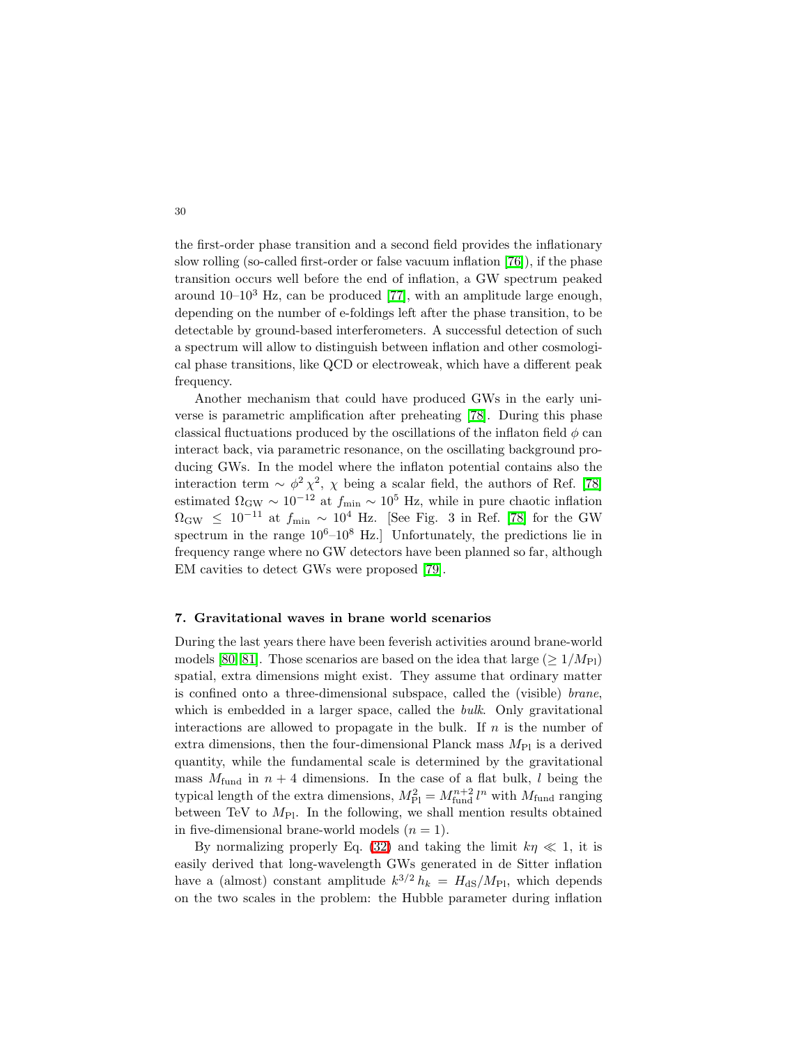the first-order phase transition and a second field provides the inflationary slow rolling (so-called first-order or false vacuum inflation [76]), if the phase transition occurs well before the end of inflation, a GW spectrum peaked around 10–$10^3$ Hz, can be produced [77], with an amplitude large enough, depending on the number of e-foldings left after the phase transition, to be detectable by ground-based interferometers. A successful detection of such a spectrum will allow to distinguish between inflation and other cosmological phase transitions, like QCD or electroweak, which have a different peak frequency.

Another mechanism that could have produced GWs in the early universe is parametric amplification after preheating [78]. During this phase classical fluctuations produced by the oscillations of the inflaton field $\phi$ can interact back, via parametric resonance, on the oscillating background producing GWs. In the model where the inflaton potential contains also the interaction term $\sim \phi^2 \chi^2$, $\chi$ being a scalar field, the authors of Ref. [78] estimated $\Omega_{\rm GW} \sim 10^{-12}$ at $f_{\rm min} \sim 10^5$ Hz, while in pure chaotic inflation $\Omega_{\rm GW} \leq 10^{-11}$ at $f_{\rm min} \sim 10^4$ Hz. [See Fig. 3 in Ref. [78] for the GW spectrum in the range $10^6$–$10^8$ Hz.] Unfortunately, the predictions lie in frequency range where no GW detectors have been planned so far, although EM cavities to detect GWs were proposed [79].

## 7. Gravitational waves in brane world scenarios

During the last years there have been feverish activities around brane-world models [80, 81]. Those scenarios are based on the idea that large ($\geq 1/M_{\rm Pl}$) spatial, extra dimensions might exist. They assume that ordinary matter is confined onto a three-dimensional subspace, called the (visible) *brane*, which is embedded in a larger space, called the *bulk*. Only gravitational interactions are allowed to propagate in the bulk. If $n$ is the number of extra dimensions, then the four-dimensional Planck mass $M_{\rm Pl}$ is a derived quantity, while the fundamental scale is determined by the gravitational mass $M_{\rm fund}$ in $n+4$ dimensions. In the case of a flat bulk, $l$ being the typical length of the extra dimensions, $M_{\rm Pl}^2 = M_{\rm fund}^{n+2}\, l^n$ with $M_{\rm fund}$ ranging between TeV to $M_{\rm Pl}$. In the following, we shall mention results obtained in five-dimensional brane-world models ($n = 1$).

By normalizing properly Eq. (32) and taking the limit $k\eta \ll 1$, it is easily derived that long-wavelength GWs generated in de Sitter inflation have a (almost) constant amplitude $k^{3/2}\, h_k = H_{\rm dS}/M_{\rm Pl}$, which depends on the two scales in the problem: the Hubble parameter during inflation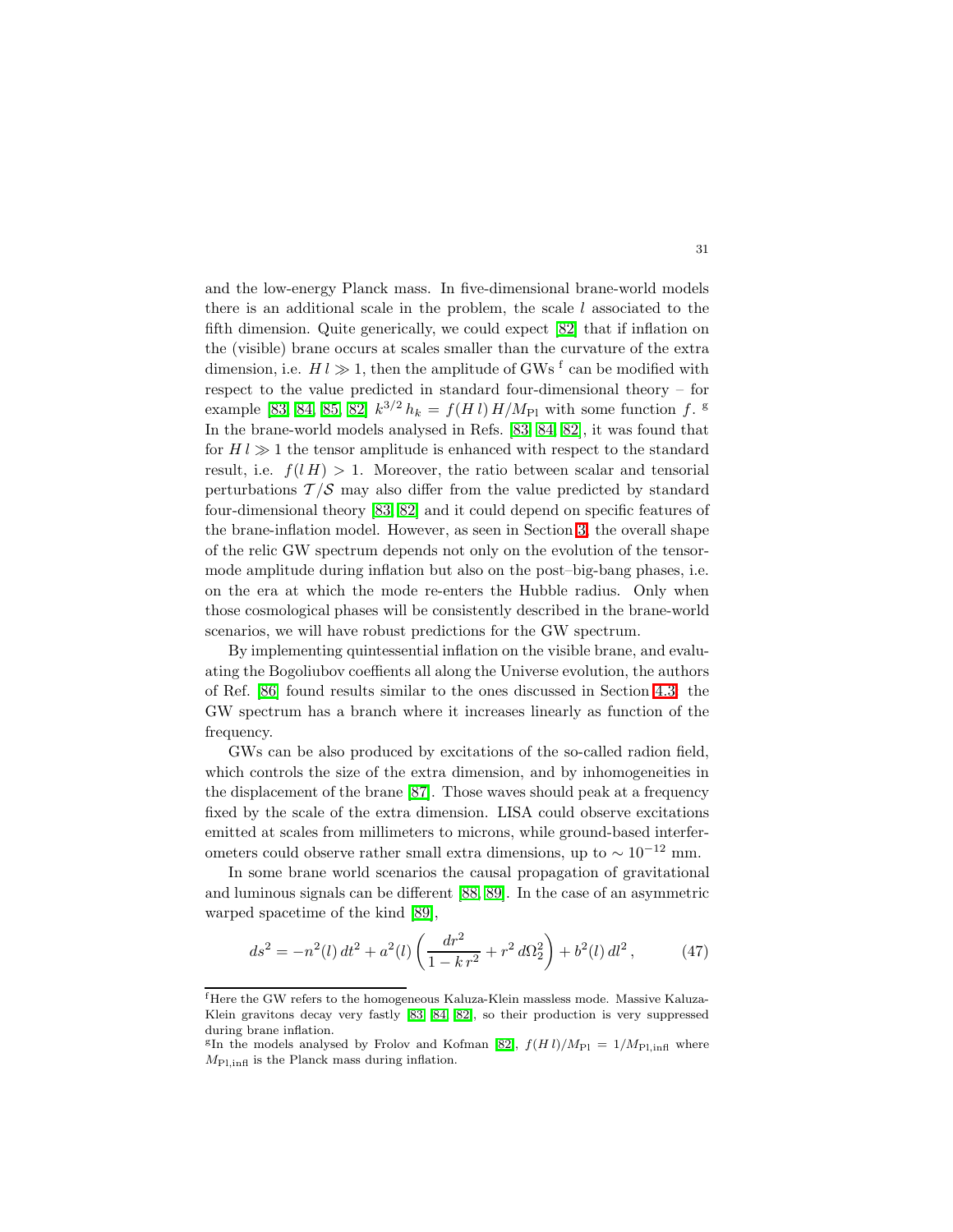and the low-energy Planck mass. In five-dimensional brane-world models there is an additional scale in the problem, the scale $l$ associated to the fifth dimension. Quite generically, we could expect [82] that if inflation on the (visible) brane occurs at scales smaller than the curvature of the extra dimension, i.e. $H\,l \gg 1$, then the amplitude of GWs [f] can be modified with respect to the value predicted in standard four-dimensional theory – for example [83, 84, 85, 82] $k^{3/2}\,h_k = f(H\,l)\,H/M_{\rm Pl}$ with some function $f$. [g] In the brane-world models analysed in Refs. [83, 84, 82], it was found that for $H\,l \gg 1$ the tensor amplitude is enhanced with respect to the standard result, i.e. $f(l\,H) > 1$. Moreover, the ratio between scalar and tensorial perturbations $\mathcal{T}/\mathcal{S}$ may also differ from the value predicted by standard four-dimensional theory [83, 82] and it could depend on specific features of the brane-inflation model. However, as seen in Section 3, the overall shape of the relic GW spectrum depends not only on the evolution of the tensor-mode amplitude during inflation but also on the post–big-bang phases, i.e. on the era at which the mode re-enters the Hubble radius. Only when those cosmological phases will be consistently described in the brane-world scenarios, we will have robust predictions for the GW spectrum.

By implementing quintessential inflation on the visible brane, and evaluating the Bogoliubov coeffients all along the Universe evolution, the authors of Ref. [86] found results similar to the ones discussed in Section 4.3: the GW spectrum has a branch where it increases linearly as function of the frequency.

GWs can be also produced by excitations of the so-called radion field, which controls the size of the extra dimension, and by inhomogeneities in the displacement of the brane [87]. Those waves should peak at a frequency fixed by the scale of the extra dimension. LISA could observe excitations emitted at scales from millimeters to microns, while ground-based interferometers could observe rather small extra dimensions, up to $\sim 10^{-12}$ mm.

In some brane world scenarios the causal propagation of gravitational and luminous signals can be different [88, 89]. In the case of an asymmetric warped spacetime of the kind [89],

$$ds^2 = -n^2(l)\,dt^2 + a^2(l)\left(\frac{dr^2}{1-k\,r^2} + r^2\,d\Omega_2^2\right) + b^2(l)\,dl^2\,, \qquad (47)$$

[f] Here the GW refers to the homogeneous Kaluza-Klein massless mode. Massive Kaluza-Klein gravitons decay very fastly [83, 84, 82], so their production is very suppressed during brane inflation.

[g] In the models analysed by Frolov and Kofman [82], $f(H\,l)/M_{\rm Pl} = 1/M_{\rm Pl,infl}$ where $M_{\rm Pl,infl}$ is the Planck mass during inflation.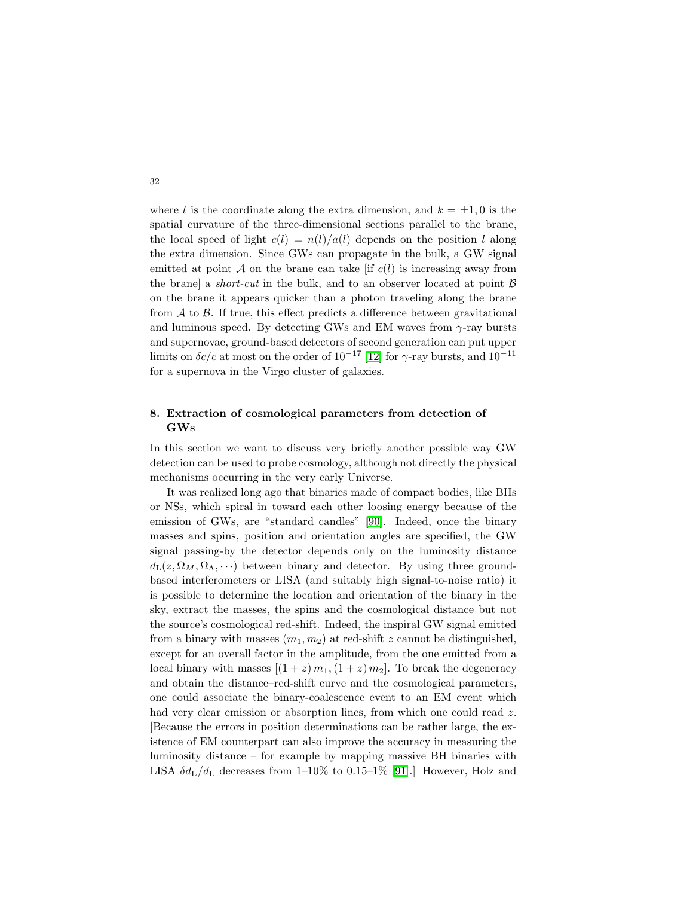where $l$ is the coordinate along the extra dimension, and $k = \pm 1, 0$ is the spatial curvature of the three-dimensional sections parallel to the brane, the local speed of light $c(l) = n(l)/a(l)$ depends on the position $l$ along the extra dimension. Since GWs can propagate in the bulk, a GW signal emitted at point $\mathcal{A}$ on the brane can take [if $c(l)$ is increasing away from the brane] a *short-cut* in the bulk, and to an observer located at point $\mathcal{B}$ on the brane it appears quicker than a photon traveling along the brane from $\mathcal{A}$ to $\mathcal{B}$. If true, this effect predicts a difference between gravitational and luminous speed. By detecting GWs and EM waves from $\gamma$-ray bursts and supernovae, ground-based detectors of second generation can put upper limits on $\delta c/c$ at most on the order of $10^{-17}$ [12] for $\gamma$-ray bursts, and $10^{-11}$ for a supernova in the Virgo cluster of galaxies.

## 8. Extraction of cosmological parameters from detection of GWs

In this section we want to discuss very briefly another possible way GW detection can be used to probe cosmology, although not directly the physical mechanisms occurring in the very early Universe.

It was realized long ago that binaries made of compact bodies, like BHs or NSs, which spiral in toward each other loosing energy because of the emission of GWs, are "standard candles" [90]. Indeed, once the binary masses and spins, position and orientation angles are specified, the GW signal passing-by the detector depends only on the luminosity distance $d_{\rm L}(z, \Omega_M, \Omega_\Lambda, \cdots)$ between binary and detector. By using three ground-based interferometers or LISA (and suitably high signal-to-noise ratio) it is possible to determine the location and orientation of the binary in the sky, extract the masses, the spins and the cosmological distance but not the source's cosmological red-shift. Indeed, the inspiral GW signal emitted from a binary with masses $(m_1, m_2)$ at red-shift $z$ cannot be distinguished, except for an overall factor in the amplitude, from the one emitted from a local binary with masses $[(1+z)\, m_1, (1+z)\, m_2]$. To break the degeneracy and obtain the distance–red-shift curve and the cosmological parameters, one could associate the binary-coalescence event to an EM event which had very clear emission or absorption lines, from which one could read $z$. [Because the errors in position determinations can be rather large, the existence of EM counterpart can also improve the accuracy in measuring the luminosity distance – for example by mapping massive BH binaries with LISA $\delta d_{\rm L}/d_{\rm L}$ decreases from 1–10% to 0.15–1% [91].] However, Holz and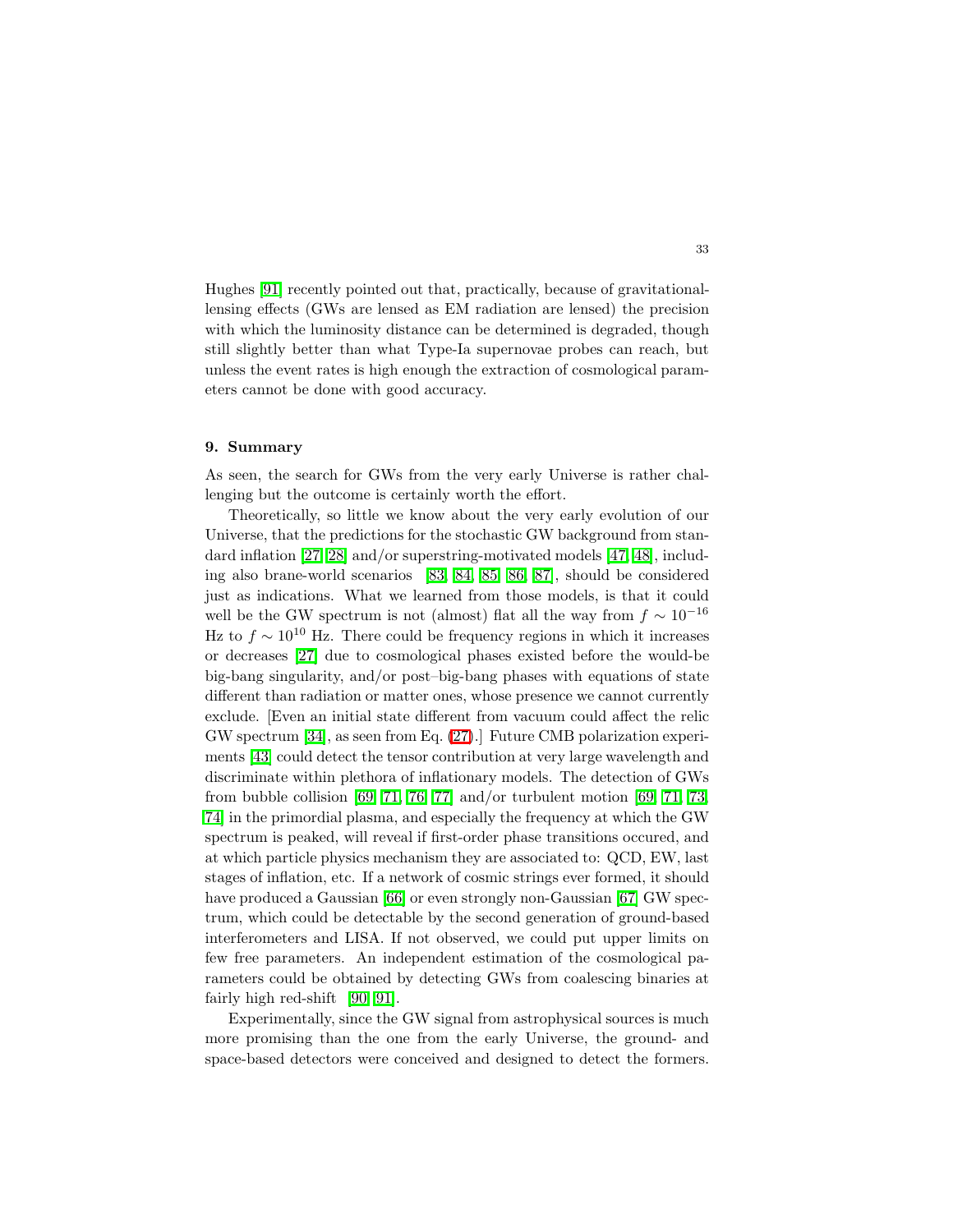Hughes [91] recently pointed out that, practically, because of gravitational-lensing effects (GWs are lensed as EM radiation are lensed) the precision with which the luminosity distance can be determined is degraded, though still slightly better than what Type-Ia supernovae probes can reach, but unless the event rates is high enough the extraction of cosmological parameters cannot be done with good accuracy.

## 9. Summary

As seen, the search for GWs from the very early Universe is rather challenging but the outcome is certainly worth the effort.

Theoretically, so little we know about the very early evolution of our Universe, that the predictions for the stochastic GW background from standard inflation [27, 28] and/or superstring-motivated models [47, 48], including also brane-world scenarios [83, 84, 85, 86, 87], should be considered just as indications. What we learned from those models, is that it could well be the GW spectrum is not (almost) flat all the way from $f \sim 10^{-16}$ Hz to $f \sim 10^{10}$ Hz. There could be frequency regions in which it increases or decreases [27] due to cosmological phases existed before the would-be big-bang singularity, and/or post–big-bang phases with equations of state different than radiation or matter ones, whose presence we cannot currently exclude. [Even an initial state different from vacuum could affect the relic GW spectrum [34], as seen from Eq. (27).] Future CMB polarization experiments [43] could detect the tensor contribution at very large wavelength and discriminate within plethora of inflationary models. The detection of GWs from bubble collision [69, 71, 76, 77] and/or turbulent motion [69, 71, 73, 74] in the primordial plasma, and especially the frequency at which the GW spectrum is peaked, will reveal if first-order phase transitions occured, and at which particle physics mechanism they are associated to: QCD, EW, last stages of inflation, etc. If a network of cosmic strings ever formed, it should have produced a Gaussian [66] or even strongly non-Gaussian [67] GW spectrum, which could be detectable by the second generation of ground-based interferometers and LISA. If not observed, we could put upper limits on few free parameters. An independent estimation of the cosmological parameters could be obtained by detecting GWs from coalescing binaries at fairly high red-shift [90, 91].

Experimentally, since the GW signal from astrophysical sources is much more promising than the one from the early Universe, the ground- and space-based detectors were conceived and designed to detect the formers.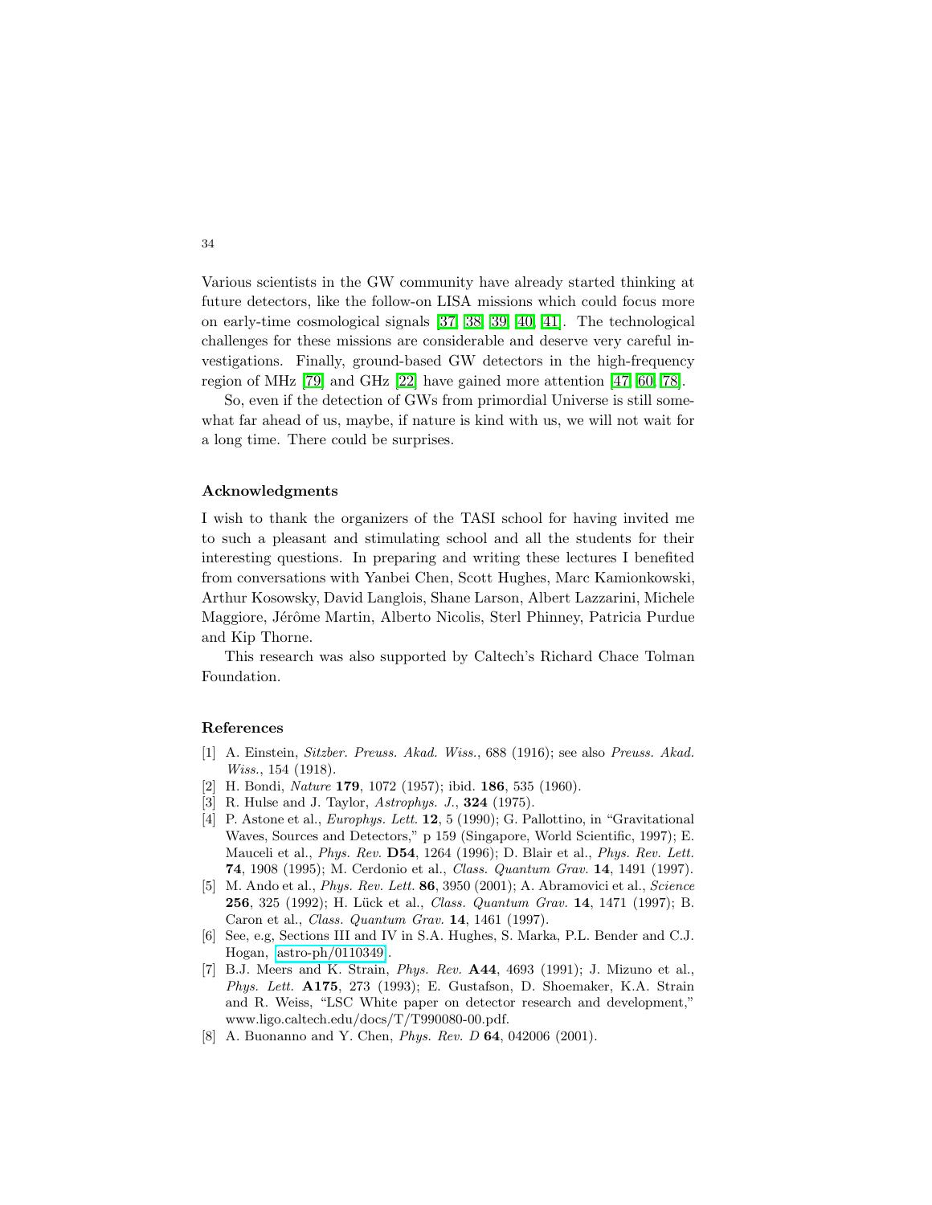Various scientists in the GW community have already started thinking at future detectors, like the follow-on LISA missions which could focus more on early-time cosmological signals [37, 38, 39, 40, 41]. The technological challenges for these missions are considerable and deserve very careful investigations. Finally, ground-based GW detectors in the high-frequency region of MHz [79] and GHz [22] have gained more attention [47, 60, 78].

So, even if the detection of GWs from primordial Universe is still somewhat far ahead of us, maybe, if nature is kind with us, we will not wait for a long time. There could be surprises.

### Acknowledgments

I wish to thank the organizers of the TASI school for having invited me to such a pleasant and stimulating school and all the students for their interesting questions. In preparing and writing these lectures I benefited from conversations with Yanbei Chen, Scott Hughes, Marc Kamionkowski, Arthur Kosowsky, David Langlois, Shane Larson, Albert Lazzarini, Michele Maggiore, Jérôme Martin, Alberto Nicolis, Sterl Phinney, Patricia Purdue and Kip Thorne.

This research was also supported by Caltech's Richard Chace Tolman Foundation.

### References

- [1] A. Einstein, *Sitzber. Preuss. Akad. Wiss.*, 688 (1916); see also *Preuss. Akad. Wiss.*, 154 (1918).
- [2] H. Bondi, *Nature* **179**, 1072 (1957); ibid. **186**, 535 (1960).
- [3] R. Hulse and J. Taylor, *Astrophys. J.*, **324** (1975).
- [4] P. Astone et al., *Europhys. Lett.* **12**, 5 (1990); G. Pallottino, in "Gravitational Waves, Sources and Detectors," p 159 (Singapore, World Scientific, 1997); E. Mauceli et al., *Phys. Rev.* **D54**, 1264 (1996); D. Blair et al., *Phys. Rev. Lett.* **74**, 1908 (1995); M. Cerdonio et al., *Class. Quantum Grav.* **14**, 1491 (1997).
- [5] M. Ando et al., *Phys. Rev. Lett.* **86**, 3950 (2001); A. Abramovici et al., *Science* **256**, 325 (1992); H. Lück et al., *Class. Quantum Grav.* **14**, 1471 (1997); B. Caron et al., *Class. Quantum Grav.* **14**, 1461 (1997).
- [6] See, e.g, Sections III and IV in S.A. Hughes, S. Marka, P.L. Bender and C.J. Hogan, astro-ph/0110349.
- [7] B.J. Meers and K. Strain, *Phys. Rev.* **A44**, 4693 (1991); J. Mizuno et al., *Phys. Lett.* **A175**, 273 (1993); E. Gustafson, D. Shoemaker, K.A. Strain and R. Weiss, "LSC White paper on detector research and development," www.ligo.caltech.edu/docs/T/T990080-00.pdf.
- [8] A. Buonanno and Y. Chen, *Phys. Rev. D* **64**, 042006 (2001).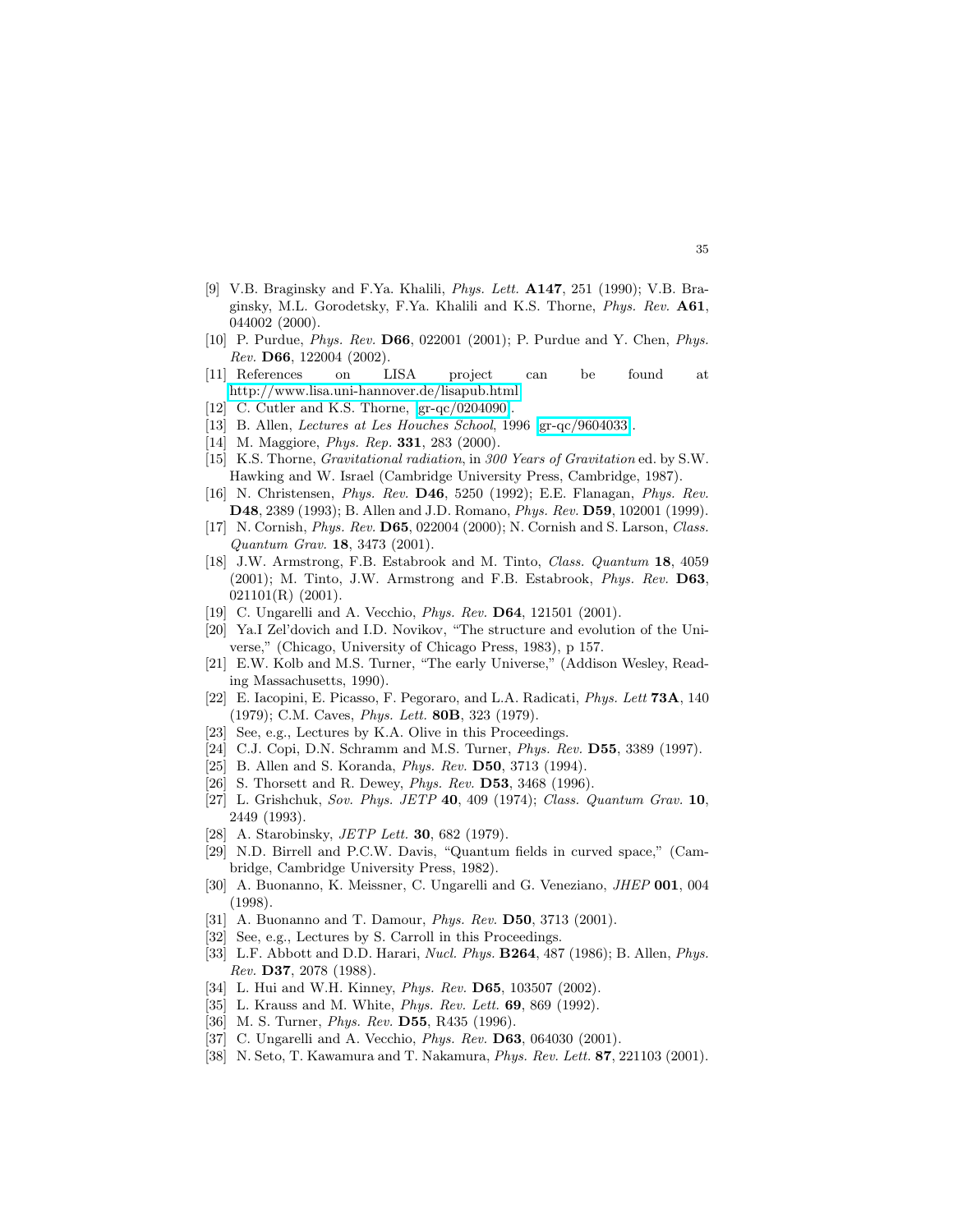[9] V.B. Braginsky and F.Ya. Khalili, *Phys. Lett.* **A147**, 251 (1990); V.B. Braginsky, M.L. Gorodetsky, F.Ya. Khalili and K.S. Thorne, *Phys. Rev.* **A61**, 044002 (2000).

[10] P. Purdue, *Phys. Rev.* **D66**, 022001 (2001); P. Purdue and Y. Chen, *Phys. Rev.* **D66**, 122004 (2002).

[11] References on LISA project can be found at http://www.lisa.uni-hannover.de/lisapub.html

[12] C. Cutler and K.S. Thorne, gr-qc/0204090.

[13] B. Allen, *Lectures at Les Houches School*, 1996 gr-qc/9604033.

[14] M. Maggiore, *Phys. Rep.* **331**, 283 (2000).

[15] K.S. Thorne, *Gravitational radiation*, in *300 Years of Gravitation* ed. by S.W. Hawking and W. Israel (Cambridge University Press, Cambridge, 1987).

[16] N. Christensen, *Phys. Rev.* **D46**, 5250 (1992); E.E. Flanagan, *Phys. Rev.* **D48**, 2389 (1993); B. Allen and J.D. Romano, *Phys. Rev.* **D59**, 102001 (1999).

[17] N. Cornish, *Phys. Rev.* **D65**, 022004 (2000); N. Cornish and S. Larson, *Class. Quantum Grav.* **18**, 3473 (2001).

[18] J.W. Armstrong, F.B. Estabrook and M. Tinto, *Class. Quantum* **18**, 4059 (2001); M. Tinto, J.W. Armstrong and F.B. Estabrook, *Phys. Rev.* **D63**, 021101(R) (2001).

[19] C. Ungarelli and A. Vecchio, *Phys. Rev.* **D64**, 121501 (2001).

[20] Ya.I Zel'dovich and I.D. Novikov, "The structure and evolution of the Universe," (Chicago, University of Chicago Press, 1983), p 157.

[21] E.W. Kolb and M.S. Turner, "The early Universe," (Addison Wesley, Reading Massachusetts, 1990).

[22] E. Iacopini, E. Picasso, F. Pegoraro, and L.A. Radicati, *Phys. Lett* **73A**, 140 (1979); C.M. Caves, *Phys. Lett.* **80B**, 323 (1979).

[23] See, e.g., Lectures by K.A. Olive in this Proceedings.

[24] C.J. Copi, D.N. Schramm and M.S. Turner, *Phys. Rev.* **D55**, 3389 (1997).

[25] B. Allen and S. Koranda, *Phys. Rev.* **D50**, 3713 (1994).

[26] S. Thorsett and R. Dewey, *Phys. Rev.* **D53**, 3468 (1996).

[27] L. Grishchuk, *Sov. Phys. JETP* **40**, 409 (1974); *Class. Quantum Grav.* **10**, 2449 (1993).

[28] A. Starobinsky, *JETP Lett.* **30**, 682 (1979).

[29] N.D. Birrell and P.C.W. Davis, "Quantum fields in curved space," (Cambridge, Cambridge University Press, 1982).

[30] A. Buonanno, K. Meissner, C. Ungarelli and G. Veneziano, *JHEP* **001**, 004 (1998).

[31] A. Buonanno and T. Damour, *Phys. Rev.* **D50**, 3713 (2001).

[32] See, e.g., Lectures by S. Carroll in this Proceedings.

[33] L.F. Abbott and D.D. Harari, *Nucl. Phys.* **B264**, 487 (1986); B. Allen, *Phys. Rev.* **D37**, 2078 (1988).

[34] L. Hui and W.H. Kinney, *Phys. Rev.* **D65**, 103507 (2002).

[35] L. Krauss and M. White, *Phys. Rev. Lett.* **69**, 869 (1992).

[36] M. S. Turner, *Phys. Rev.* **D55**, R435 (1996).

[37] C. Ungarelli and A. Vecchio, *Phys. Rev.* **D63**, 064030 (2001).

[38] N. Seto, T. Kawamura and T. Nakamura, *Phys. Rev. Lett.* **87**, 221103 (2001).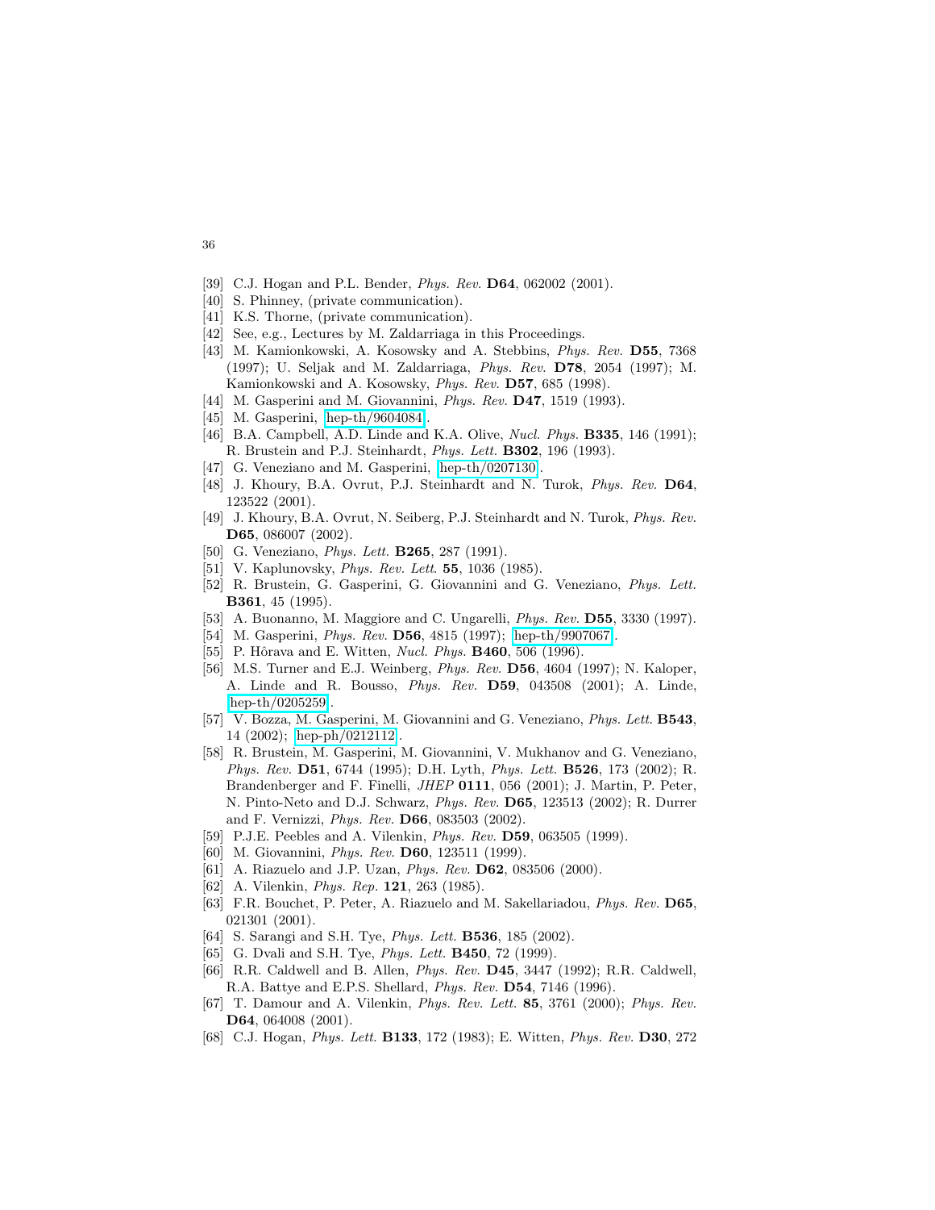[39] C.J. Hogan and P.L. Bender, *Phys. Rev.* **D64**, 062002 (2001).

[40] S. Phinney, (private communication).

[41] K.S. Thorne, (private communication).

[42] See, e.g., Lectures by M. Zaldarriaga in this Proceedings.

[43] M. Kamionkowski, A. Kosowsky and A. Stebbins, *Phys. Rev.* **D55**, 7368 (1997); U. Seljak and M. Zaldarriaga, *Phys. Rev.* **D78**, 2054 (1997); M. Kamionkowski and A. Kosowsky, *Phys. Rev.* **D57**, 685 (1998).

[44] M. Gasperini and M. Giovannini, *Phys. Rev.* **D47**, 1519 (1993).

[45] M. Gasperini, hep-th/9604084.

[46] B.A. Campbell, A.D. Linde and K.A. Olive, *Nucl. Phys.* **B335**, 146 (1991); R. Brustein and P.J. Steinhardt, *Phys. Lett.* **B302**, 196 (1993).

[47] G. Veneziano and M. Gasperini, hep-th/0207130.

[48] J. Khoury, B.A. Ovrut, P.J. Steinhardt and N. Turok, *Phys. Rev.* **D64**, 123522 (2001).

[49] J. Khoury, B.A. Ovrut, N. Seiberg, P.J. Steinhardt and N. Turok, *Phys. Rev.* **D65**, 086007 (2002).

[50] G. Veneziano, *Phys. Lett.* **B265**, 287 (1991).

[51] V. Kaplunovsky, *Phys. Rev. Lett.* **55**, 1036 (1985).

[52] R. Brustein, G. Gasperini, G. Giovannini and G. Veneziano, *Phys. Lett.* **B361**, 45 (1995).

[53] A. Buonanno, M. Maggiore and C. Ungarelli, *Phys. Rev.* **D55**, 3330 (1997).

[54] M. Gasperini, *Phys. Rev.* **D56**, 4815 (1997); hep-th/9907067.

[55] P. Hôrava and E. Witten, *Nucl. Phys.* **B460**, 506 (1996).

[56] M.S. Turner and E.J. Weinberg, *Phys. Rev.* **D56**, 4604 (1997); N. Kaloper, A. Linde and R. Bousso, *Phys. Rev.* **D59**, 043508 (2001); A. Linde, hep-th/0205259.

[57] V. Bozza, M. Gasperini, M. Giovannini and G. Veneziano, *Phys. Lett.* **B543**, 14 (2002); hep-ph/0212112.

[58] R. Brustein, M. Gasperini, M. Giovannini, V. Mukhanov and G. Veneziano, *Phys. Rev.* **D51**, 6744 (1995); D.H. Lyth, *Phys. Lett.* **B526**, 173 (2002); R. Brandenberger and F. Finelli, *JHEP* **0111**, 056 (2001); J. Martin, P. Peter, N. Pinto-Neto and D.J. Schwarz, *Phys. Rev.* **D65**, 123513 (2002); R. Durrer and F. Vernizzi, *Phys. Rev.* **D66**, 083503 (2002).

[59] P.J.E. Peebles and A. Vilenkin, *Phys. Rev.* **D59**, 063505 (1999).

[60] M. Giovannini, *Phys. Rev.* **D60**, 123511 (1999).

[61] A. Riazuelo and J.P. Uzan, *Phys. Rev.* **D62**, 083506 (2000).

[62] A. Vilenkin, *Phys. Rep.* **121**, 263 (1985).

[63] F.R. Bouchet, P. Peter, A. Riazuelo and M. Sakellariadou, *Phys. Rev.* **D65**, 021301 (2001).

[64] S. Sarangi and S.H. Tye, *Phys. Lett.* **B536**, 185 (2002).

[65] G. Dvali and S.H. Tye, *Phys. Lett.* **B450**, 72 (1999).

[66] R.R. Caldwell and B. Allen, *Phys. Rev.* **D45**, 3447 (1992); R.R. Caldwell, R.A. Battye and E.P.S. Shellard, *Phys. Rev.* **D54**, 7146 (1996).

[67] T. Damour and A. Vilenkin, *Phys. Rev. Lett.* **85**, 3761 (2000); *Phys. Rev.* **D64**, 064008 (2001).

[68] C.J. Hogan, *Phys. Lett.* **B133**, 172 (1983); E. Witten, *Phys. Rev.* **D30**, 272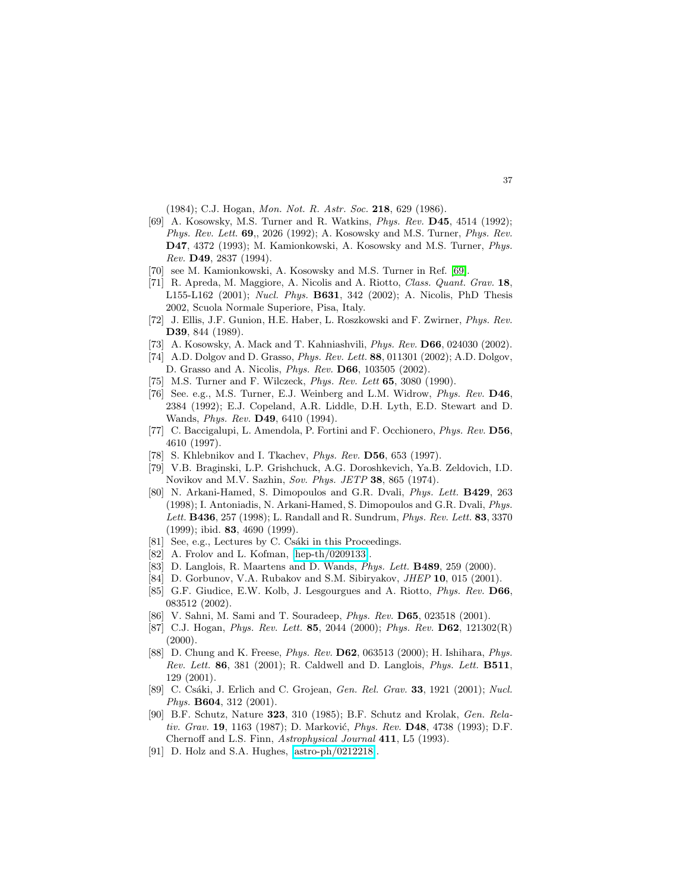(1984); C.J. Hogan, *Mon. Not. R. Astr. Soc.* **218**, 629 (1986).

[69] A. Kosowsky, M.S. Turner and R. Watkins, *Phys. Rev.* **D45**, 4514 (1992); *Phys. Rev. Lett.* **69**,, 2026 (1992); A. Kosowsky and M.S. Turner, *Phys. Rev.* **D47**, 4372 (1993); M. Kamionkowski, A. Kosowsky and M.S. Turner, *Phys. Rev.* **D49**, 2837 (1994).

[70] see M. Kamionkowski, A. Kosowsky and M.S. Turner in Ref. [69].

[71] R. Apreda, M. Maggiore, A. Nicolis and A. Riotto, *Class. Quant. Grav.* **18**, L155-L162 (2001); *Nucl. Phys.* **B631**, 342 (2002); A. Nicolis, PhD Thesis 2002, Scuola Normale Superiore, Pisa, Italy.

[72] J. Ellis, J.F. Gunion, H.E. Haber, L. Roszkowski and F. Zwirner, *Phys. Rev.* **D39**, 844 (1989).

[73] A. Kosowsky, A. Mack and T. Kahniashvili, *Phys. Rev.* **D66**, 024030 (2002).

[74] A.D. Dolgov and D. Grasso, *Phys. Rev. Lett.* **88**, 011301 (2002); A.D. Dolgov, D. Grasso and A. Nicolis, *Phys. Rev.* **D66**, 103505 (2002).

[75] M.S. Turner and F. Wilczeck, *Phys. Rev. Lett* **65**, 3080 (1990).

[76] See. e.g., M.S. Turner, E.J. Weinberg and L.M. Widrow, *Phys. Rev.* **D46**, 2384 (1992); E.J. Copeland, A.R. Liddle, D.H. Lyth, E.D. Stewart and D. Wands, *Phys. Rev.* **D49**, 6410 (1994).

[77] C. Baccigalupi, L. Amendola, P. Fortini and F. Occhionero, *Phys. Rev.* **D56**, 4610 (1997).

[78] S. Khlebnikov and I. Tkachev, *Phys. Rev.* **D56**, 653 (1997).

[79] V.B. Braginski, L.P. Grishchuck, A.G. Doroshkevich, Ya.B. Zeldovich, I.D. Novikov and M.V. Sazhin, *Sov. Phys. JETP* **38**, 865 (1974).

[80] N. Arkani-Hamed, S. Dimopoulos and G.R. Dvali, *Phys. Lett.* **B429**, 263 (1998); I. Antoniadis, N. Arkani-Hamed, S. Dimopoulos and G.R. Dvali, *Phys. Lett.* **B436**, 257 (1998); L. Randall and R. Sundrum, *Phys. Rev. Lett.* **83**, 3370 (1999); ibid. **83**, 4690 (1999).

[81] See, e.g., Lectures by C. Csáki in this Proceedings.

[82] A. Frolov and L. Kofman, hep-th/0209133.

[83] D. Langlois, R. Maartens and D. Wands, *Phys. Lett.* **B489**, 259 (2000).

[84] D. Gorbunov, V.A. Rubakov and S.M. Sibiryakov, *JHEP* **10**, 015 (2001).

[85] G.F. Giudice, E.W. Kolb, J. Lesgourgues and A. Riotto, *Phys. Rev.* **D66**, 083512 (2002).

[86] V. Sahni, M. Sami and T. Souradeep, *Phys. Rev.* **D65**, 023518 (2001).

[87] C.J. Hogan, *Phys. Rev. Lett.* **85**, 2044 (2000); *Phys. Rev.* **D62**, 121302(R) (2000).

[88] D. Chung and K. Freese, *Phys. Rev.* **D62**, 063513 (2000); H. Ishihara, *Phys. Rev. Lett.* **86**, 381 (2001); R. Caldwell and D. Langlois, *Phys. Lett.* **B511**, 129 (2001).

[89] C. Csáki, J. Erlich and C. Grojean, *Gen. Rel. Grav.* **33**, 1921 (2001); *Nucl. Phys.* **B604**, 312 (2001).

[90] B.F. Schutz, Nature **323**, 310 (1985); B.F. Schutz and Krolak, *Gen. Relativ. Grav.* **19**, 1163 (1987); D. Marković, *Phys. Rev.* **D48**, 4738 (1993); D.F. Chernoff and L.S. Finn, *Astrophysical Journal* **411**, L5 (1993).

[91] D. Holz and S.A. Hughes, astro-ph/0212218.